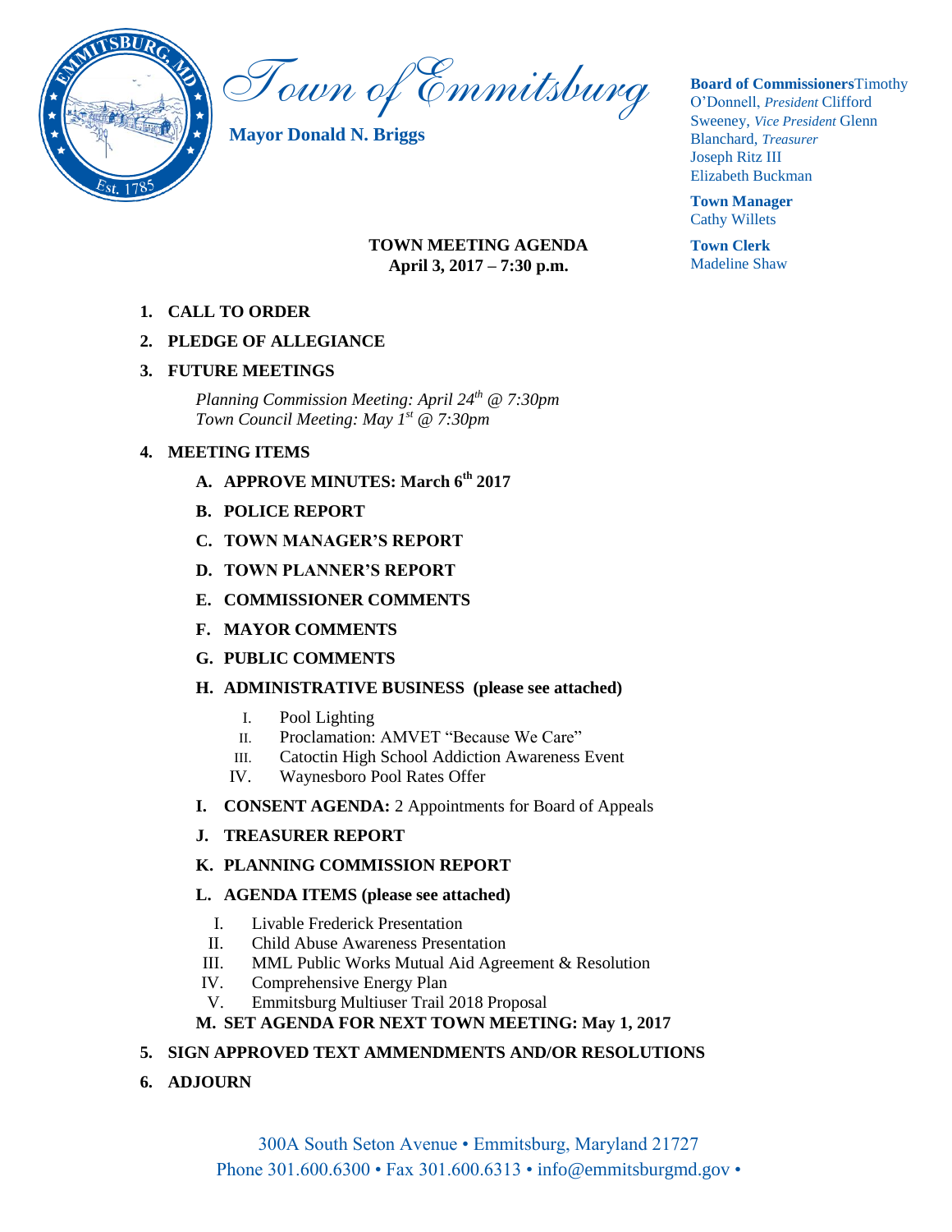# Town of Emmitsburg

**Mayor Donald N. Briggs**

**Board of Commissioners** Timothy O'Donnell, *President* Clifford Sweeney, *Vice President* Glenn Blanchard, *Treasurer* Joseph Ritz III Elizabeth Buckman

**Town Manager**
Cathy Willets

**Town Clerk**
Madeline Shaw

**TOWN MEETING AGENDA**
**April 3, 2017 – 7:30 p.m.**

1. **CALL TO ORDER**
2. **PLEDGE OF ALLEGIANCE**
3. **FUTURE MEETINGS**

   *Planning Commission Meeting: April 24th @ 7:30pm*
   *Town Council Meeting: May 1st @ 7:30pm*

4. **MEETING ITEMS**
   - **A. APPROVE MINUTES: March 6th 2017**
   - **B. POLICE REPORT**
   - **C. TOWN MANAGER'S REPORT**
   - **D. TOWN PLANNER'S REPORT**
   - **E. COMMISSIONER COMMENTS**
   - **F. MAYOR COMMENTS**
   - **G. PUBLIC COMMENTS**
   - **H. ADMINISTRATIVE BUSINESS (please see attached)**
     - I. Pool Lighting
     - II. Proclamation: AMVET "Because We Care"
     - III. Catoctin High School Addiction Awareness Event
     - IV. Waynesboro Pool Rates Offer
   - **I. CONSENT AGENDA:** 2 Appointments for Board of Appeals
   - **J. TREASURER REPORT**
   - **K. PLANNING COMMISSION REPORT**
   - **L. AGENDA ITEMS (please see attached)**
     - I. Livable Frederick Presentation
     - II. Child Abuse Awareness Presentation
     - III. MML Public Works Mutual Aid Agreement & Resolution
     - IV. Comprehensive Energy Plan
     - V. Emmitsburg Multiuser Trail 2018 Proposal
   - **M. SET AGENDA FOR NEXT TOWN MEETING: May 1, 2017**
5. **SIGN APPROVED TEXT AMMENDMENTS AND/OR RESOLUTIONS**
6. **ADJOURN**

300A South Seton Avenue • Emmitsburg, Maryland 21727
Phone 301.600.6300 • Fax 301.600.6313 • info@emmitsburgmd.gov •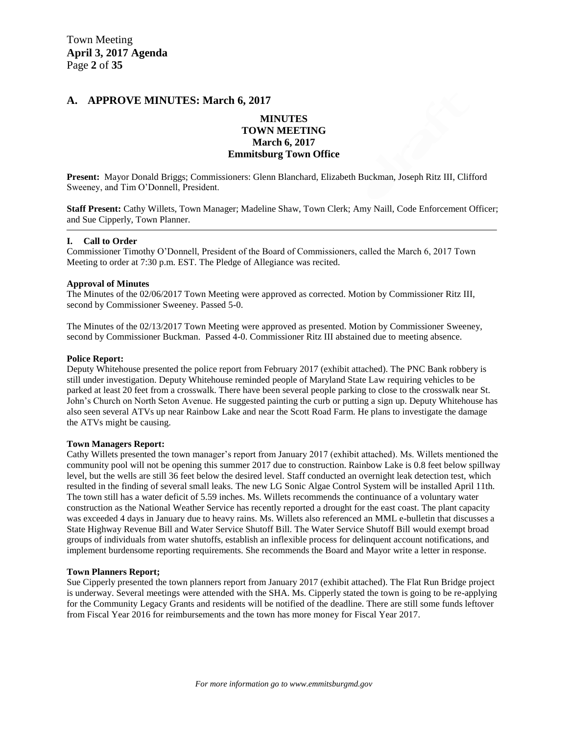## A. APPROVE MINUTES: March 6, 2017

**MINUTES**
**TOWN MEETING**
**March 6, 2017**
**Emmitsburg Town Office**

**Present:** Mayor Donald Briggs; Commissioners: Glenn Blanchard, Elizabeth Buckman, Joseph Ritz III, Clifford Sweeney, and Tim O'Donnell, President.

**Staff Present:** Cathy Willets, Town Manager; Madeline Shaw, Town Clerk; Amy Naill, Code Enforcement Officer; and Sue Cipperly, Town Planner.

---

**I. Call to Order**

Commissioner Timothy O'Donnell, President of the Board of Commissioners, called the March 6, 2017 Town Meeting to order at 7:30 p.m. EST. The Pledge of Allegiance was recited.

**Approval of Minutes**

The Minutes of the 02/06/2017 Town Meeting were approved as corrected. Motion by Commissioner Ritz III, second by Commissioner Sweeney. Passed 5-0.

The Minutes of the 02/13/2017 Town Meeting were approved as presented. Motion by Commissioner Sweeney, second by Commissioner Buckman. Passed 4-0. Commissioner Ritz III abstained due to meeting absence.

**Police Report:**

Deputy Whitehouse presented the police report from February 2017 (exhibit attached). The PNC Bank robbery is still under investigation. Deputy Whitehouse reminded people of Maryland State Law requiring vehicles to be parked at least 20 feet from a crosswalk. There have been several people parking to close to the crosswalk near St. John's Church on North Seton Avenue. He suggested painting the curb or putting a sign up. Deputy Whitehouse has also seen several ATVs up near Rainbow Lake and near the Scott Road Farm. He plans to investigate the damage the ATVs might be causing.

**Town Managers Report:**

Cathy Willets presented the town manager's report from January 2017 (exhibit attached). Ms. Willets mentioned the community pool will not be opening this summer 2017 due to construction. Rainbow Lake is 0.8 feet below spillway level, but the wells are still 36 feet below the desired level. Staff conducted an overnight leak detection test, which resulted in the finding of several small leaks. The new LG Sonic Algae Control System will be installed April 11th. The town still has a water deficit of 5.59 inches. Ms. Willets recommends the continuance of a voluntary water construction as the National Weather Service has recently reported a drought for the east coast. The plant capacity was exceeded 4 days in January due to heavy rains. Ms. Willets also referenced an MML e-bulletin that discusses a State Highway Revenue Bill and Water Service Shutoff Bill. The Water Service Shutoff Bill would exempt broad groups of individuals from water shutoffs, establish an inflexible process for delinquent account notifications, and implement burdensome reporting requirements. She recommends the Board and Mayor write a letter in response.

**Town Planners Report;**

Sue Cipperly presented the town planners report from January 2017 (exhibit attached). The Flat Run Bridge project is underway. Several meetings were attended with the SHA. Ms. Cipperly stated the town is going to be re-applying for the Community Legacy Grants and residents will be notified of the deadline. There are still some funds leftover from Fiscal Year 2016 for reimbursements and the town has more money for Fiscal Year 2017.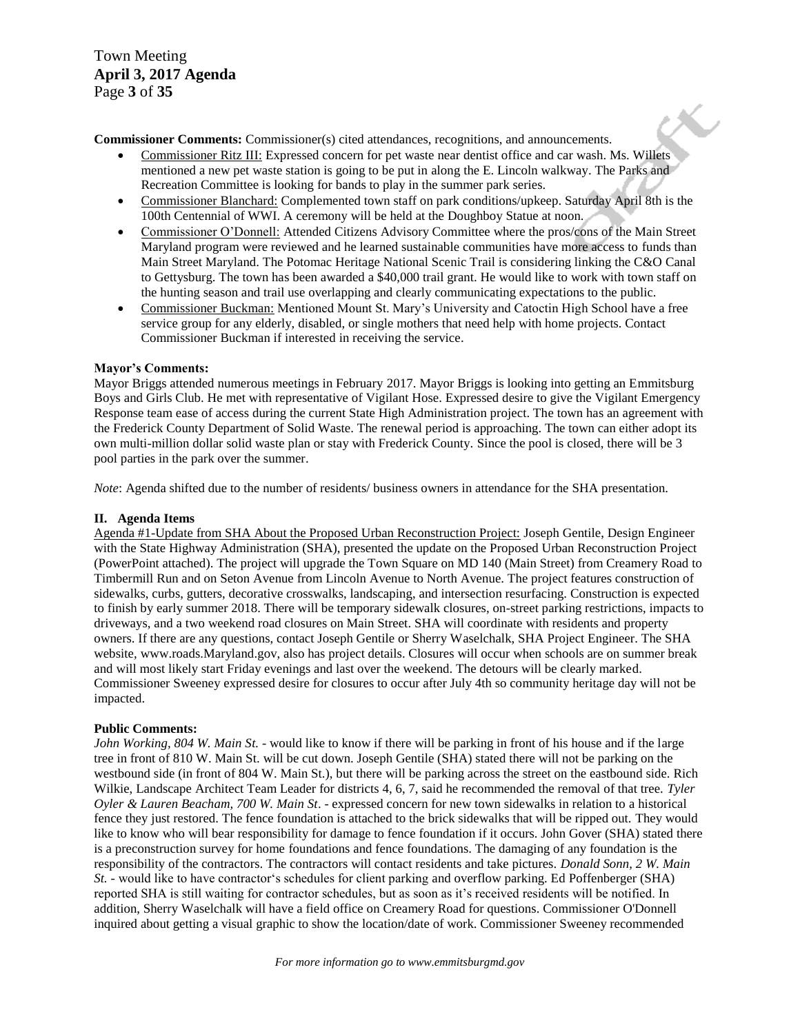**Commissioner Comments:** Commissioner(s) cited attendances, recognitions, and announcements.

- Commissioner Ritz III: Expressed concern for pet waste near dentist office and car wash. Ms. Willets mentioned a new pet waste station is going to be put in along the E. Lincoln walkway. The Parks and Recreation Committee is looking for bands to play in the summer park series.
- Commissioner Blanchard: Complemented town staff on park conditions/upkeep. Saturday April 8th is the 100th Centennial of WWI. A ceremony will be held at the Doughboy Statue at noon.
- Commissioner O'Donnell: Attended Citizens Advisory Committee where the pros/cons of the Main Street Maryland program were reviewed and he learned sustainable communities have more access to funds than Main Street Maryland. The Potomac Heritage National Scenic Trail is considering linking the C&O Canal to Gettysburg. The town has been awarded a $40,000 trail grant. He would like to work with town staff on the hunting season and trail use overlapping and clearly communicating expectations to the public.
- Commissioner Buckman: Mentioned Mount St. Mary's University and Catoctin High School have a free service group for any elderly, disabled, or single mothers that need help with home projects. Contact Commissioner Buckman if interested in receiving the service.

**Mayor's Comments:**

Mayor Briggs attended numerous meetings in February 2017. Mayor Briggs is looking into getting an Emmitsburg Boys and Girls Club. He met with representative of Vigilant Hose. Expressed desire to give the Vigilant Emergency Response team ease of access during the current State High Administration project. The town has an agreement with the Frederick County Department of Solid Waste. The renewal period is approaching. The town can either adopt its own multi-million dollar solid waste plan or stay with Frederick County. Since the pool is closed, there will be 3 pool parties in the park over the summer.

*Note*: Agenda shifted due to the number of residents/ business owners in attendance for the SHA presentation.

**II. Agenda Items**

Agenda #1-Update from SHA About the Proposed Urban Reconstruction Project: Joseph Gentile, Design Engineer with the State Highway Administration (SHA), presented the update on the Proposed Urban Reconstruction Project (PowerPoint attached). The project will upgrade the Town Square on MD 140 (Main Street) from Creamery Road to Timbermill Run and on Seton Avenue from Lincoln Avenue to North Avenue. The project features construction of sidewalks, curbs, gutters, decorative crosswalks, landscaping, and intersection resurfacing. Construction is expected to finish by early summer 2018. There will be temporary sidewalk closures, on-street parking restrictions, impacts to driveways, and a two weekend road closures on Main Street. SHA will coordinate with residents and property owners. If there are any questions, contact Joseph Gentile or Sherry Waselchalk, SHA Project Engineer. The SHA website, www.roads.Maryland.gov, also has project details. Closures will occur when schools are on summer break and will most likely start Friday evenings and last over the weekend. The detours will be clearly marked. Commissioner Sweeney expressed desire for closures to occur after July 4th so community heritage day will not be impacted.

**Public Comments:**

*John Working, 804 W. Main St.* - would like to know if there will be parking in front of his house and if the large tree in front of 810 W. Main St. will be cut down. Joseph Gentile (SHA) stated there will not be parking on the westbound side (in front of 804 W. Main St.), but there will be parking across the street on the eastbound side. Rich Wilkie, Landscape Architect Team Leader for districts 4, 6, 7, said he recommended the removal of that tree. *Tyler Oyler & Lauren Beacham, 700 W. Main St*. - expressed concern for new town sidewalks in relation to a historical fence they just restored. The fence foundation is attached to the brick sidewalks that will be ripped out. They would like to know who will bear responsibility for damage to fence foundation if it occurs. John Gover (SHA) stated there is a preconstruction survey for home foundations and fence foundations. The damaging of any foundation is the responsibility of the contractors. The contractors will contact residents and take pictures. *Donald Sonn, 2 W. Main St.* - would like to have contractor's schedules for client parking and overflow parking. Ed Poffenberger (SHA) reported SHA is still waiting for contractor schedules, but as soon as it's received residents will be notified. In addition, Sherry Waselchalk will have a field office on Creamery Road for questions. Commissioner O'Donnell inquired about getting a visual graphic to show the location/date of work. Commissioner Sweeney recommended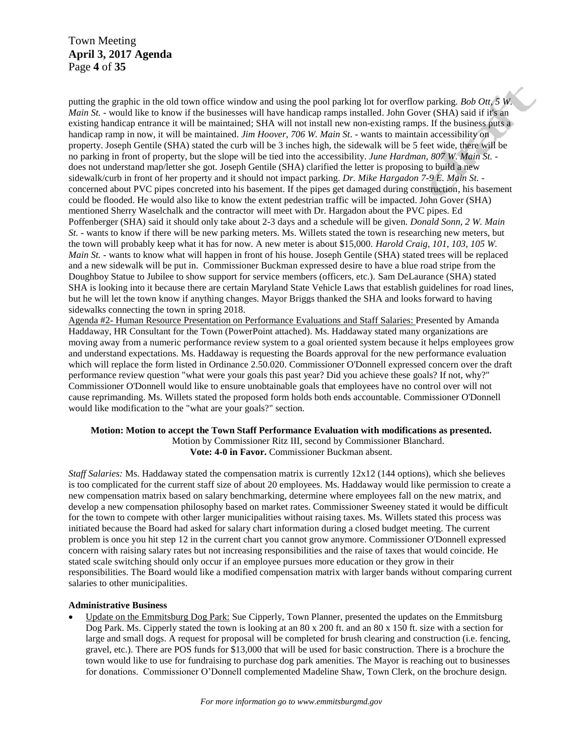putting the graphic in the old town office window and using the pool parking lot for overflow parking. *Bob Ott, 5 W. Main St.* - would like to know if the businesses will have handicap ramps installed. John Gover (SHA) said if it's an existing handicap entrance it will be maintained; SHA will not install new non-existing ramps. If the business puts a handicap ramp in now, it will be maintained. *Jim Hoover, 706 W. Main St*. - wants to maintain accessibility on property. Joseph Gentile (SHA) stated the curb will be 3 inches high, the sidewalk will be 5 feet wide, there will be no parking in front of property, but the slope will be tied into the accessibility. *June Hardman, 807 W. Main St.* - does not understand map/letter she got. Joseph Gentile (SHA) clarified the letter is proposing to build a new sidewalk/curb in front of her property and it should not impact parking. *Dr. Mike Hargadon 7-9 E. Main St.* - concerned about PVC pipes concreted into his basement. If the pipes get damaged during construction, his basement could be flooded. He would also like to know the extent pedestrian traffic will be impacted. John Gover (SHA) mentioned Sherry Waselchalk and the contractor will meet with Dr. Hargadon about the PVC pipes. Ed Poffenberger (SHA) said it should only take about 2-3 days and a schedule will be given. *Donald Sonn, 2 W. Main St.* - wants to know if there will be new parking meters. Ms. Willets stated the town is researching new meters, but the town will probably keep what it has for now. A new meter is about $15,000. *Harold Craig, 101, 103, 105 W. Main St.* - wants to know what will happen in front of his house. Joseph Gentile (SHA) stated trees will be replaced and a new sidewalk will be put in. Commissioner Buckman expressed desire to have a blue road stripe from the Doughboy Statue to Jubilee to show support for service members (officers, etc.). Sam DeLaurance (SHA) stated SHA is looking into it because there are certain Maryland State Vehicle Laws that establish guidelines for road lines, but he will let the town know if anything changes. Mayor Briggs thanked the SHA and looks forward to having sidewalks connecting the town in spring 2018.

Agenda #2- Human Resource Presentation on Performance Evaluations and Staff Salaries: Presented by Amanda Haddaway, HR Consultant for the Town (PowerPoint attached). Ms. Haddaway stated many organizations are moving away from a numeric performance review system to a goal oriented system because it helps employees grow and understand expectations. Ms. Haddaway is requesting the Boards approval for the new performance evaluation which will replace the form listed in Ordinance 2.50.020. Commissioner O'Donnell expressed concern over the draft performance review question "what were your goals this past year? Did you achieve these goals? If not, why?" Commissioner O'Donnell would like to ensure unobtainable goals that employees have no control over will not cause reprimanding. Ms. Willets stated the proposed form holds both ends accountable. Commissioner O'Donnell would like modification to the "what are your goals?" section.

**Motion: Motion to accept the Town Staff Performance Evaluation with modifications as presented.**
Motion by Commissioner Ritz III, second by Commissioner Blanchard.
**Vote: 4-0 in Favor.** Commissioner Buckman absent.

*Staff Salaries:* Ms. Haddaway stated the compensation matrix is currently 12x12 (144 options), which she believes is too complicated for the current staff size of about 20 employees. Ms. Haddaway would like permission to create a new compensation matrix based on salary benchmarking, determine where employees fall on the new matrix, and develop a new compensation philosophy based on market rates. Commissioner Sweeney stated it would be difficult for the town to compete with other larger municipalities without raising taxes. Ms. Willets stated this process was initiated because the Board had asked for salary chart information during a closed budget meeting. The current problem is once you hit step 12 in the current chart you cannot grow anymore. Commissioner O'Donnell expressed concern with raising salary rates but not increasing responsibilities and the raise of taxes that would coincide. He stated scale switching should only occur if an employee pursues more education or they grow in their responsibilities. The Board would like a modified compensation matrix with larger bands without comparing current salaries to other municipalities.

**Administrative Business**

- Update on the Emmitsburg Dog Park: Sue Cipperly, Town Planner, presented the updates on the Emmitsburg Dog Park. Ms. Cipperly stated the town is looking at an 80 x 200 ft. and an 80 x 150 ft. size with a section for large and small dogs. A request for proposal will be completed for brush clearing and construction (i.e. fencing, gravel, etc.). There are POS funds for $13,000 that will be used for basic construction. There is a brochure the town would like to use for fundraising to purchase dog park amenities. The Mayor is reaching out to businesses for donations. Commissioner O'Donnell complemented Madeline Shaw, Town Clerk, on the brochure design.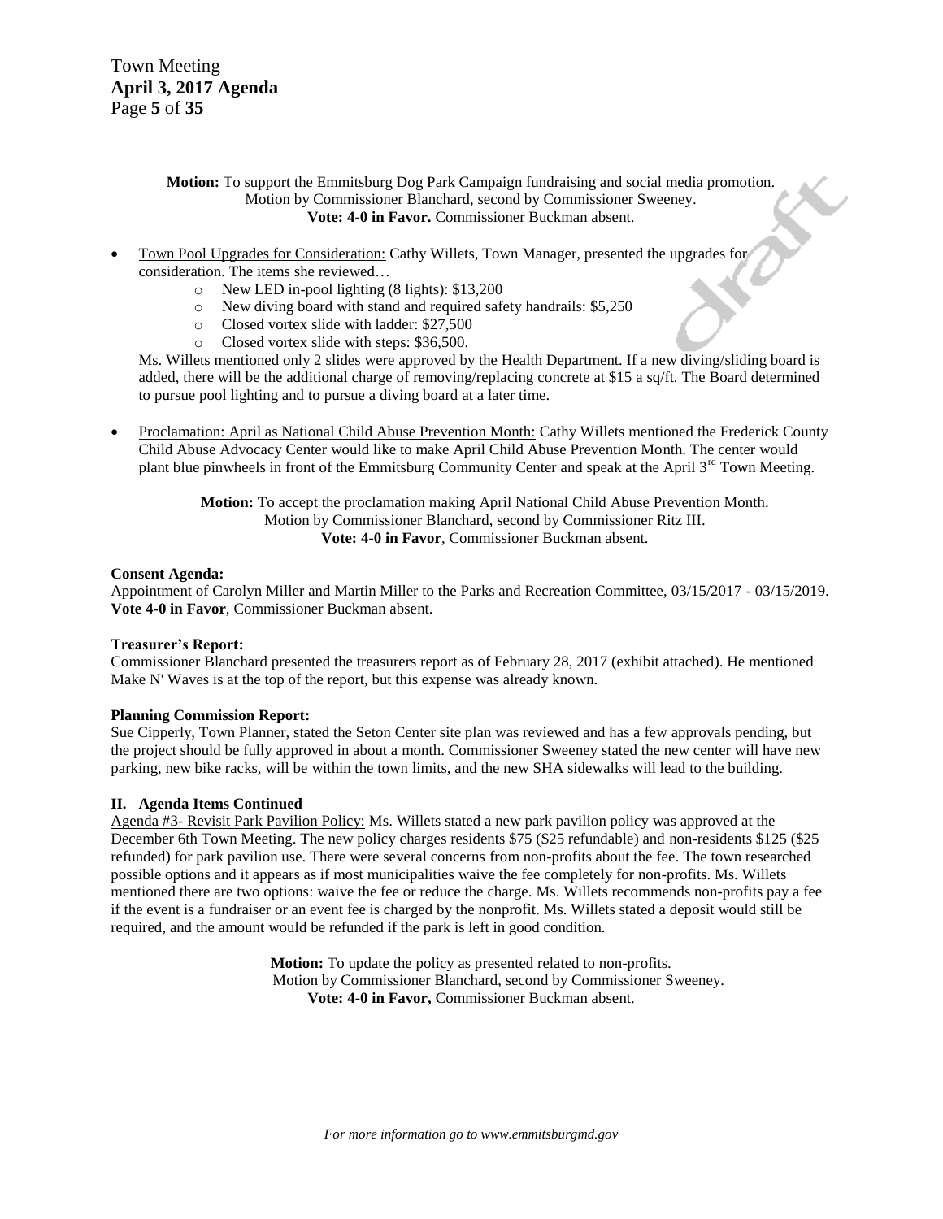**Motion:** To support the Emmitsburg Dog Park Campaign fundraising and social media promotion.
Motion by Commissioner Blanchard, second by Commissioner Sweeney.
**Vote: 4-0 in Favor.** Commissioner Buckman absent.

- Town Pool Upgrades for Consideration: Cathy Willets, Town Manager, presented the upgrades for consideration. The items she reviewed…
  - New LED in-pool lighting (8 lights): $13,200
  - New diving board with stand and required safety handrails: $5,250
  - Closed vortex slide with ladder: $27,500
  - Closed vortex slide with steps: $36,500.

  Ms. Willets mentioned only 2 slides were approved by the Health Department. If a new diving/sliding board is added, there will be the additional charge of removing/replacing concrete at $15 a sq/ft. The Board determined to pursue pool lighting and to pursue a diving board at a later time.

- Proclamation: April as National Child Abuse Prevention Month: Cathy Willets mentioned the Frederick County Child Abuse Advocacy Center would like to make April Child Abuse Prevention Month. The center would plant blue pinwheels in front of the Emmitsburg Community Center and speak at the April 3rd Town Meeting.

**Motion:** To accept the proclamation making April National Child Abuse Prevention Month.
Motion by Commissioner Blanchard, second by Commissioner Ritz III.
**Vote: 4-0 in Favor**, Commissioner Buckman absent.

**Consent Agenda:**
Appointment of Carolyn Miller and Martin Miller to the Parks and Recreation Committee, 03/15/2017 - 03/15/2019.
**Vote 4-0 in Favor**, Commissioner Buckman absent.

**Treasurer's Report:**
Commissioner Blanchard presented the treasurers report as of February 28, 2017 (exhibit attached). He mentioned Make N' Waves is at the top of the report, but this expense was already known.

**Planning Commission Report:**
Sue Cipperly, Town Planner, stated the Seton Center site plan was reviewed and has a few approvals pending, but the project should be fully approved in about a month. Commissioner Sweeney stated the new center will have new parking, new bike racks, will be within the town limits, and the new SHA sidewalks will lead to the building.

**II. Agenda Items Continued**
Agenda #3- Revisit Park Pavilion Policy: Ms. Willets stated a new park pavilion policy was approved at the December 6th Town Meeting. The new policy charges residents $75 ($25 refundable) and non-residents $125 ($25 refunded) for park pavilion use. There were several concerns from non-profits about the fee. The town researched possible options and it appears as if most municipalities waive the fee completely for non-profits. Ms. Willets mentioned there are two options: waive the fee or reduce the charge. Ms. Willets recommends non-profits pay a fee if the event is a fundraiser or an event fee is charged by the nonprofit. Ms. Willets stated a deposit would still be required, and the amount would be refunded if the park is left in good condition.

**Motion:** To update the policy as presented related to non-profits.
Motion by Commissioner Blanchard, second by Commissioner Sweeney.
**Vote: 4-0 in Favor,** Commissioner Buckman absent.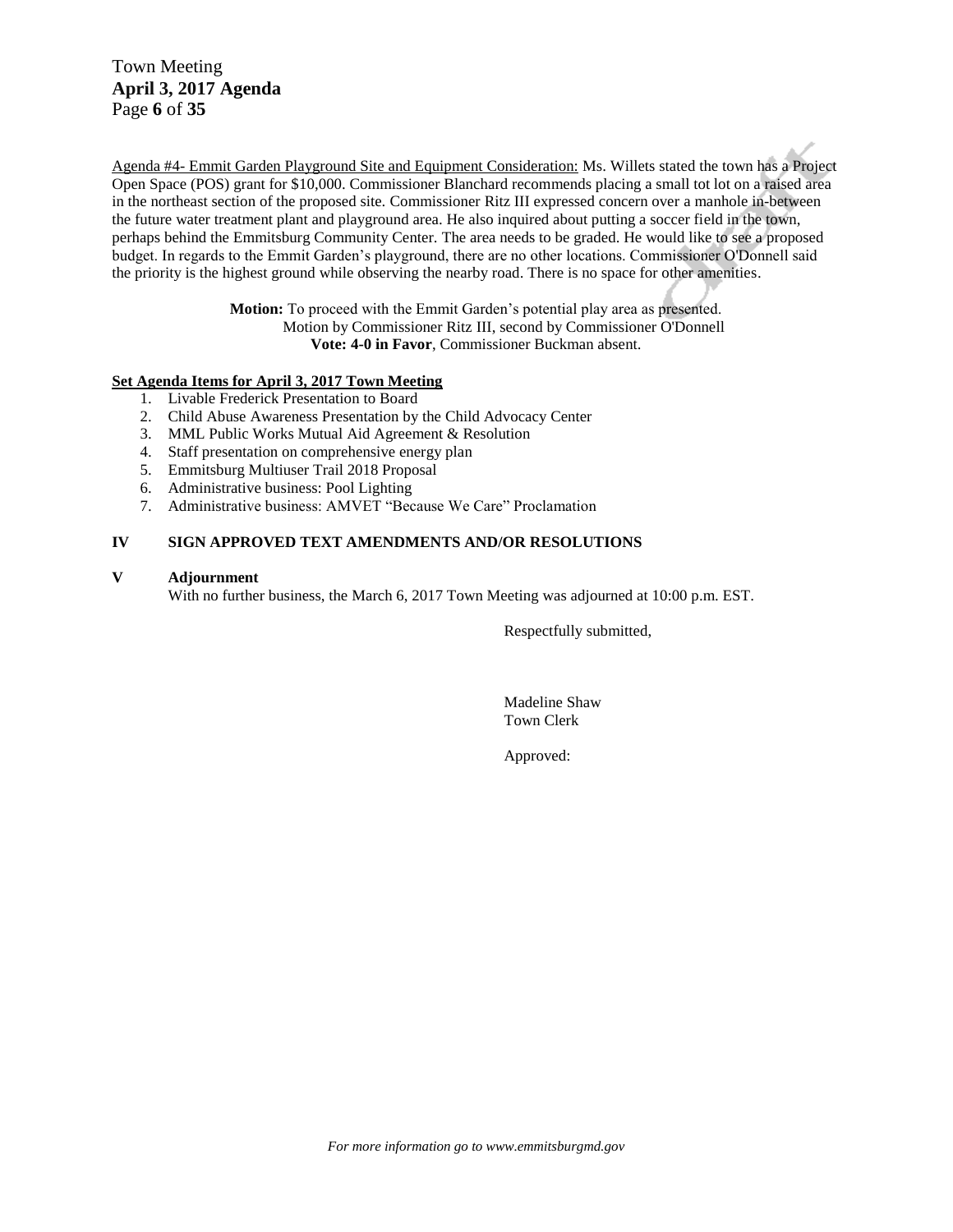Agenda #4- Emmit Garden Playground Site and Equipment Consideration: Ms. Willets stated the town has a Project Open Space (POS) grant for $10,000. Commissioner Blanchard recommends placing a small tot lot on a raised area in the northeast section of the proposed site. Commissioner Ritz III expressed concern over a manhole in-between the future water treatment plant and playground area. He also inquired about putting a soccer field in the town, perhaps behind the Emmitsburg Community Center. The area needs to be graded. He would like to see a proposed budget. In regards to the Emmit Garden's playground, there are no other locations. Commissioner O'Donnell said the priority is the highest ground while observing the nearby road. There is no space for other amenities.

**Motion:** To proceed with the Emmit Garden's potential play area as presented.
Motion by Commissioner Ritz III, second by Commissioner O'Donnell
**Vote: 4-0 in Favor**, Commissioner Buckman absent.

**Set Agenda Items for April 3, 2017 Town Meeting**

1. Livable Frederick Presentation to Board
2. Child Abuse Awareness Presentation by the Child Advocacy Center
3. MML Public Works Mutual Aid Agreement & Resolution
4. Staff presentation on comprehensive energy plan
5. Emmitsburg Multiuser Trail 2018 Proposal
6. Administrative business: Pool Lighting
7. Administrative business: AMVET "Because We Care" Proclamation

## IV SIGN APPROVED TEXT AMENDMENTS AND/OR RESOLUTIONS

## V Adjournment

With no further business, the March 6, 2017 Town Meeting was adjourned at 10:00 p.m. EST.

Respectfully submitted,

Madeline Shaw
Town Clerk

Approved: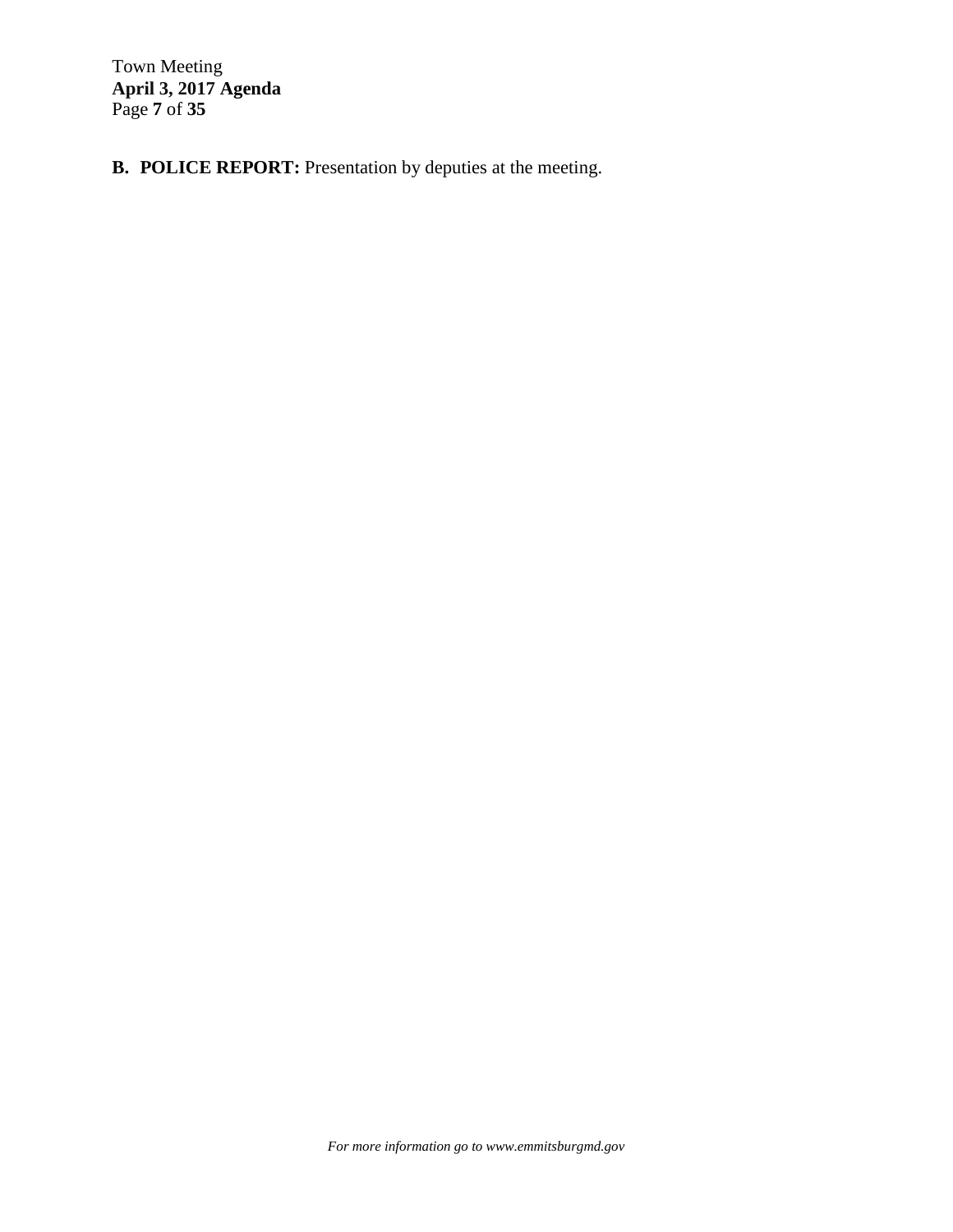**B. POLICE REPORT:** Presentation by deputies at the meeting.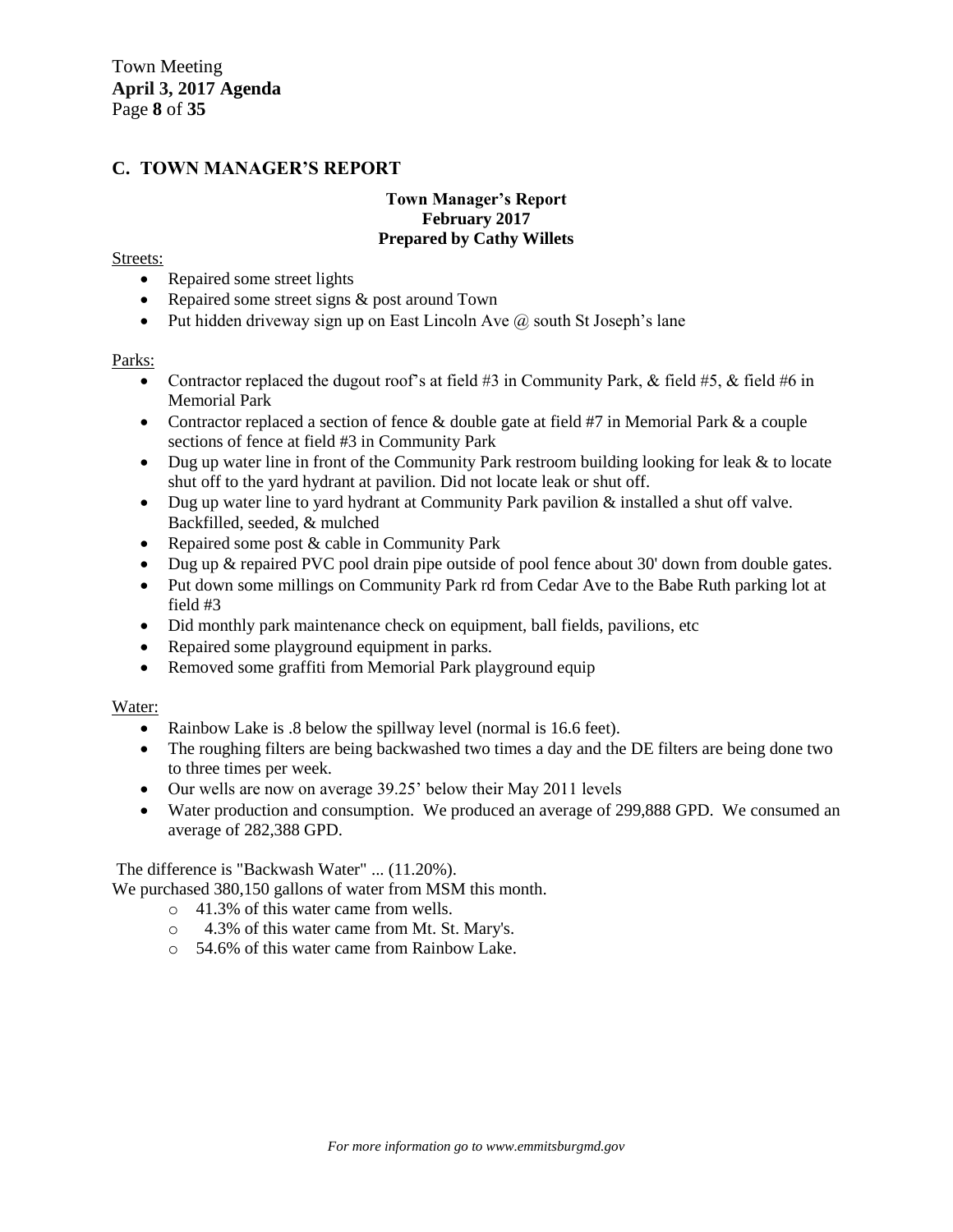## C. TOWN MANAGER'S REPORT

### Town Manager's Report
### February 2017
### Prepared by Cathy Willets

Streets:

- Repaired some street lights
- Repaired some street signs & post around Town
- Put hidden driveway sign up on East Lincoln Ave @ south St Joseph's lane

Parks:

- Contractor replaced the dugout roof's at field #3 in Community Park, & field #5, & field #6 in Memorial Park
- Contractor replaced a section of fence & double gate at field #7 in Memorial Park & a couple sections of fence at field #3 in Community Park
- Dug up water line in front of the Community Park restroom building looking for leak & to locate shut off to the yard hydrant at pavilion. Did not locate leak or shut off.
- Dug up water line to yard hydrant at Community Park pavilion & installed a shut off valve. Backfilled, seeded, & mulched
- Repaired some post & cable in Community Park
- Dug up & repaired PVC pool drain pipe outside of pool fence about 30' down from double gates.
- Put down some millings on Community Park rd from Cedar Ave to the Babe Ruth parking lot at field #3
- Did monthly park maintenance check on equipment, ball fields, pavilions, etc
- Repaired some playground equipment in parks.
- Removed some graffiti from Memorial Park playground equip

Water:

- Rainbow Lake is .8 below the spillway level (normal is 16.6 feet).
- The roughing filters are being backwashed two times a day and the DE filters are being done two to three times per week.
- Our wells are now on average 39.25' below their May 2011 levels
- Water production and consumption. We produced an average of 299,888 GPD. We consumed an average of 282,388 GPD.

The difference is "Backwash Water" ... (11.20%).

We purchased 380,150 gallons of water from MSM this month.

- 41.3% of this water came from wells.
- 4.3% of this water came from Mt. St. Mary's.
- 54.6% of this water came from Rainbow Lake.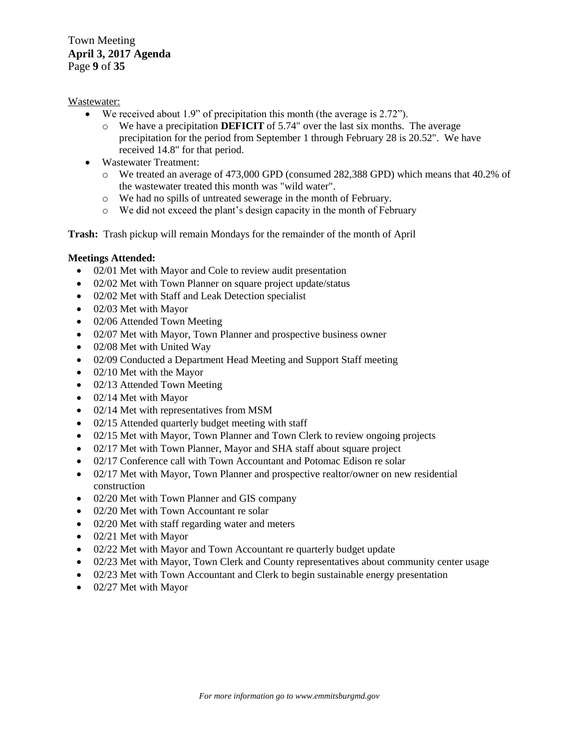Wastewater:

- We received about 1.9" of precipitation this month (the average is 2.72").
  - We have a precipitation **DEFICIT** of 5.74" over the last six months. The average precipitation for the period from September 1 through February 28 is 20.52". We have received 14.8" for that period.
- Wastewater Treatment:
  - We treated an average of 473,000 GPD (consumed 282,388 GPD) which means that 40.2% of the wastewater treated this month was "wild water".
  - We had no spills of untreated sewerage in the month of February.
  - We did not exceed the plant's design capacity in the month of February

**Trash:** Trash pickup will remain Mondays for the remainder of the month of April

**Meetings Attended:**

- 02/01 Met with Mayor and Cole to review audit presentation
- 02/02 Met with Town Planner on square project update/status
- 02/02 Met with Staff and Leak Detection specialist
- 02/03 Met with Mayor
- 02/06 Attended Town Meeting
- 02/07 Met with Mayor, Town Planner and prospective business owner
- 02/08 Met with United Way
- 02/09 Conducted a Department Head Meeting and Support Staff meeting
- 02/10 Met with the Mayor
- 02/13 Attended Town Meeting
- 02/14 Met with Mayor
- 02/14 Met with representatives from MSM
- 02/15 Attended quarterly budget meeting with staff
- 02/15 Met with Mayor, Town Planner and Town Clerk to review ongoing projects
- 02/17 Met with Town Planner, Mayor and SHA staff about square project
- 02/17 Conference call with Town Accountant and Potomac Edison re solar
- 02/17 Met with Mayor, Town Planner and prospective realtor/owner on new residential construction
- 02/20 Met with Town Planner and GIS company
- 02/20 Met with Town Accountant re solar
- 02/20 Met with staff regarding water and meters
- 02/21 Met with Mayor
- 02/22 Met with Mayor and Town Accountant re quarterly budget update
- 02/23 Met with Mayor, Town Clerk and County representatives about community center usage
- 02/23 Met with Town Accountant and Clerk to begin sustainable energy presentation
- 02/27 Met with Mayor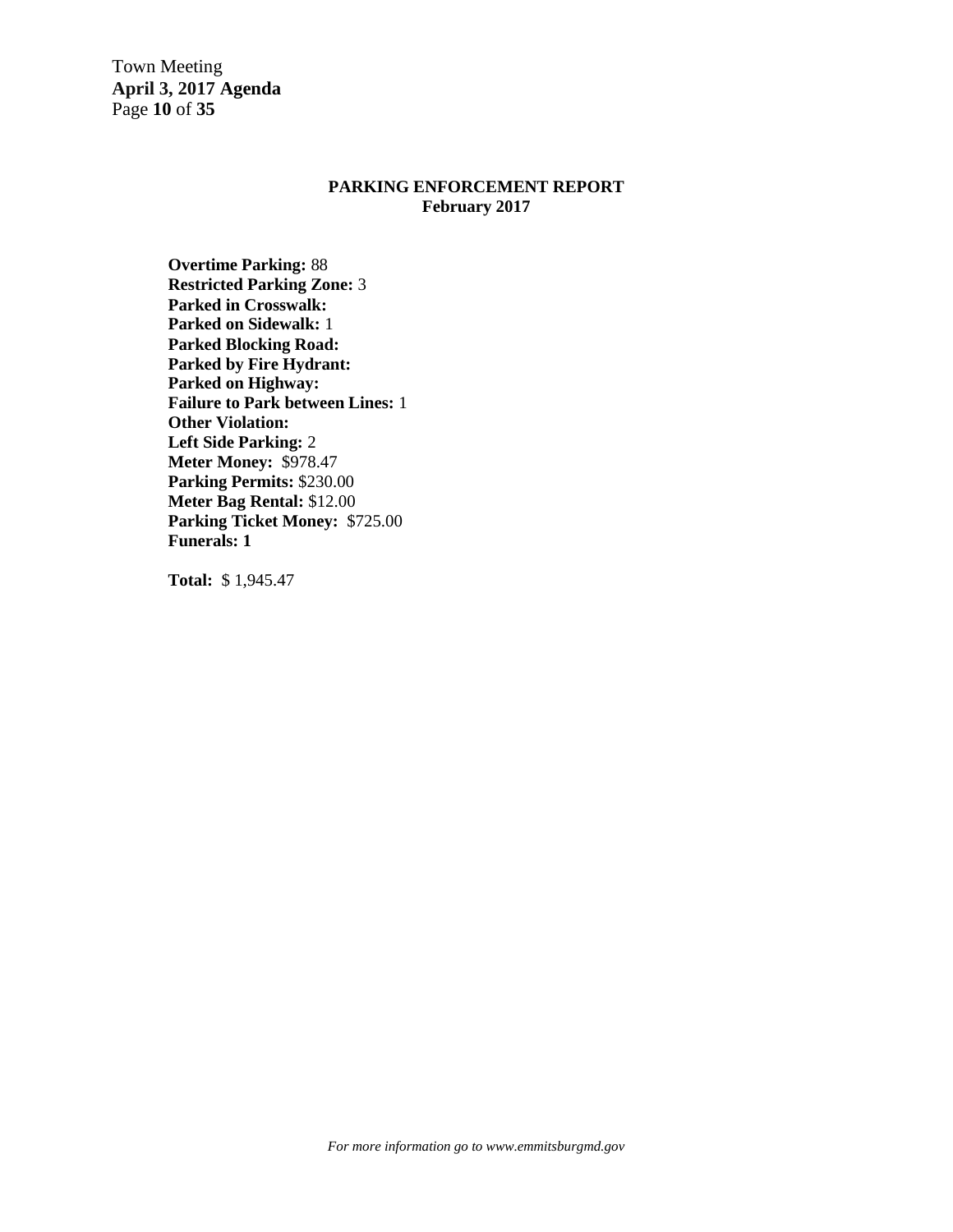## PARKING ENFORCEMENT REPORT
## February 2017

**Overtime Parking:** 88
**Restricted Parking Zone:** 3
**Parked in Crosswalk:**
**Parked on Sidewalk:** 1
**Parked Blocking Road:**
**Parked by Fire Hydrant:**
**Parked on Highway:**
**Failure to Park between Lines:** 1
**Other Violation:**
**Left Side Parking:** 2
**Meter Money:** $978.47
**Parking Permits:** $230.00
**Meter Bag Rental:** $12.00
**Parking Ticket Money:** $725.00
**Funerals: 1**

**Total:** $ 1,945.47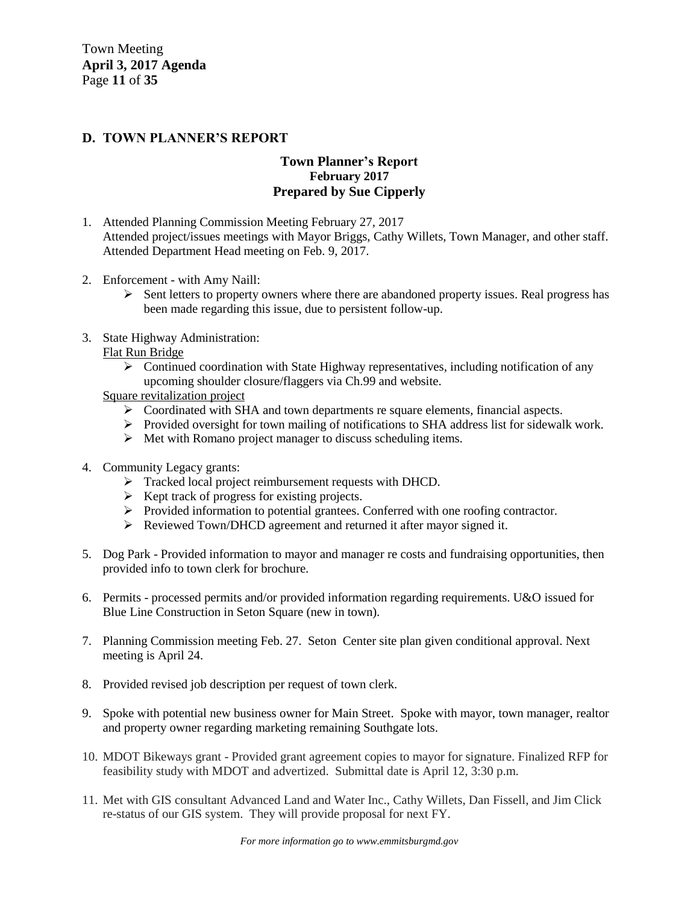## D. TOWN PLANNER'S REPORT

### Town Planner's Report
### February 2017
### Prepared by Sue Cipperly

1. Attended Planning Commission Meeting February 27, 2017
   Attended project/issues meetings with Mayor Briggs, Cathy Willets, Town Manager, and other staff. Attended Department Head meeting on Feb. 9, 2017.

2. Enforcement - with Amy Naill:
   - Sent letters to property owners where there are abandoned property issues. Real progress has been made regarding this issue, due to persistent follow-up.

3. State Highway Administration:
   Flat Run Bridge
   - Continued coordination with State Highway representatives, including notification of any upcoming shoulder closure/flaggers via Ch.99 and website.

   Square revitalization project
   - Coordinated with SHA and town departments re square elements, financial aspects.
   - Provided oversight for town mailing of notifications to SHA address list for sidewalk work.
   - Met with Romano project manager to discuss scheduling items.

4. Community Legacy grants:
   - Tracked local project reimbursement requests with DHCD.
   - Kept track of progress for existing projects.
   - Provided information to potential grantees. Conferred with one roofing contractor.
   - Reviewed Town/DHCD agreement and returned it after mayor signed it.

5. Dog Park - Provided information to mayor and manager re costs and fundraising opportunities, then provided info to town clerk for brochure.

6. Permits - processed permits and/or provided information regarding requirements. U&O issued for Blue Line Construction in Seton Square (new in town).

7. Planning Commission meeting Feb. 27. Seton Center site plan given conditional approval. Next meeting is April 24.

8. Provided revised job description per request of town clerk.

9. Spoke with potential new business owner for Main Street. Spoke with mayor, town manager, realtor and property owner regarding marketing remaining Southgate lots.

10. MDOT Bikeways grant - Provided grant agreement copies to mayor for signature. Finalized RFP for feasibility study with MDOT and advertized. Submittal date is April 12, 3:30 p.m.

11. Met with GIS consultant Advanced Land and Water Inc., Cathy Willets, Dan Fissell, and Jim Click re-status of our GIS system. They will provide proposal for next FY.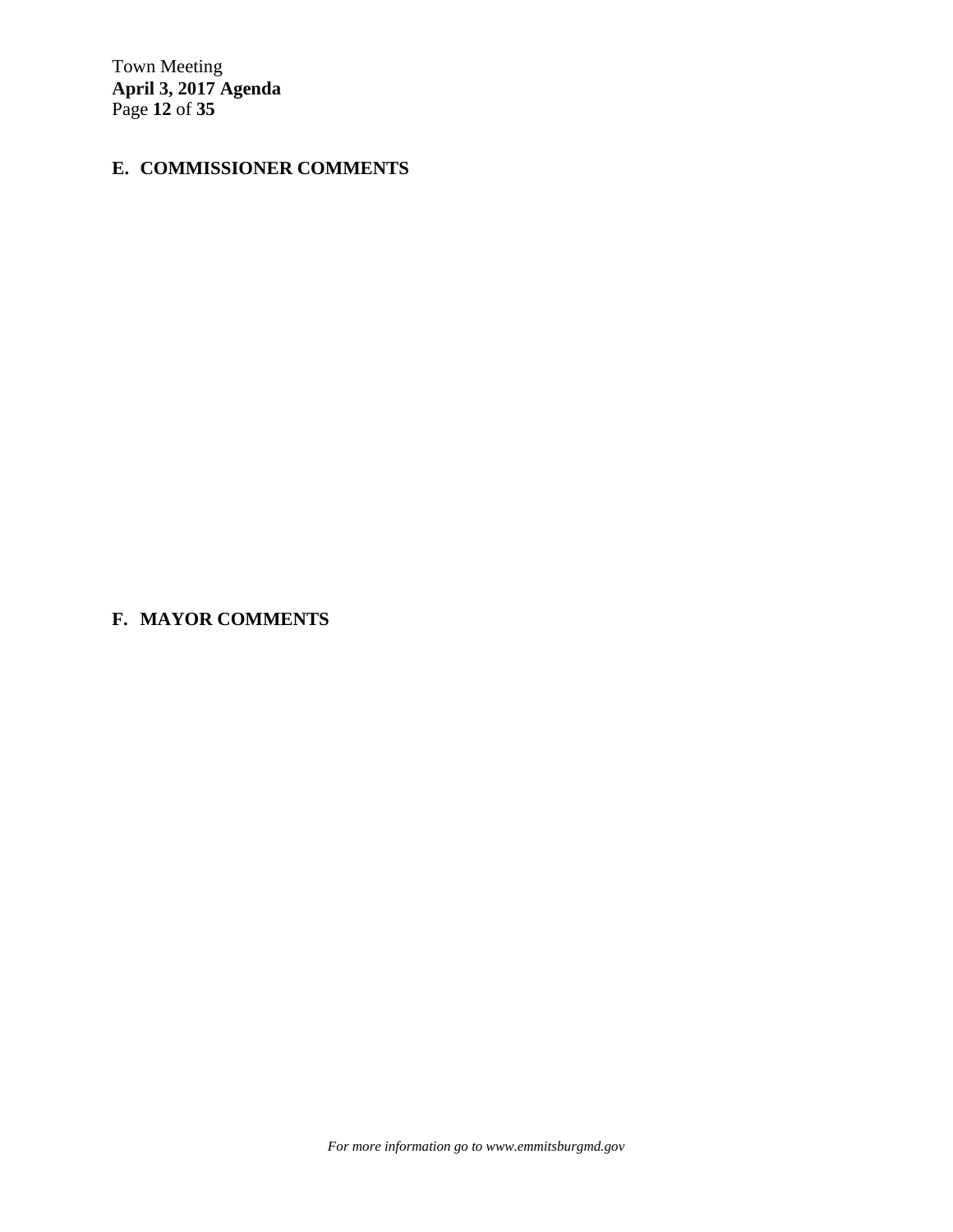## E. COMMISSIONER COMMENTS

## F. MAYOR COMMENTS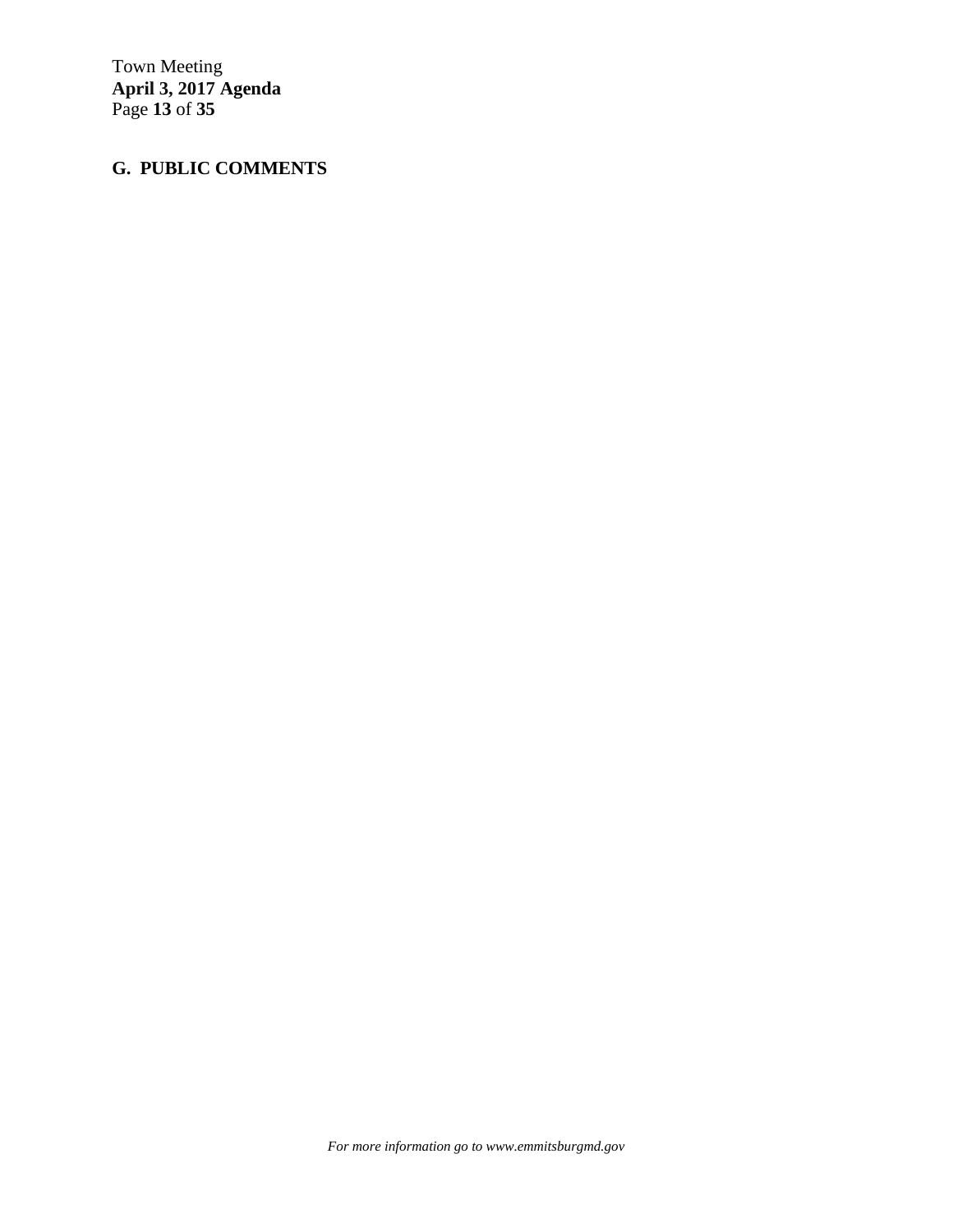## G. PUBLIC COMMENTS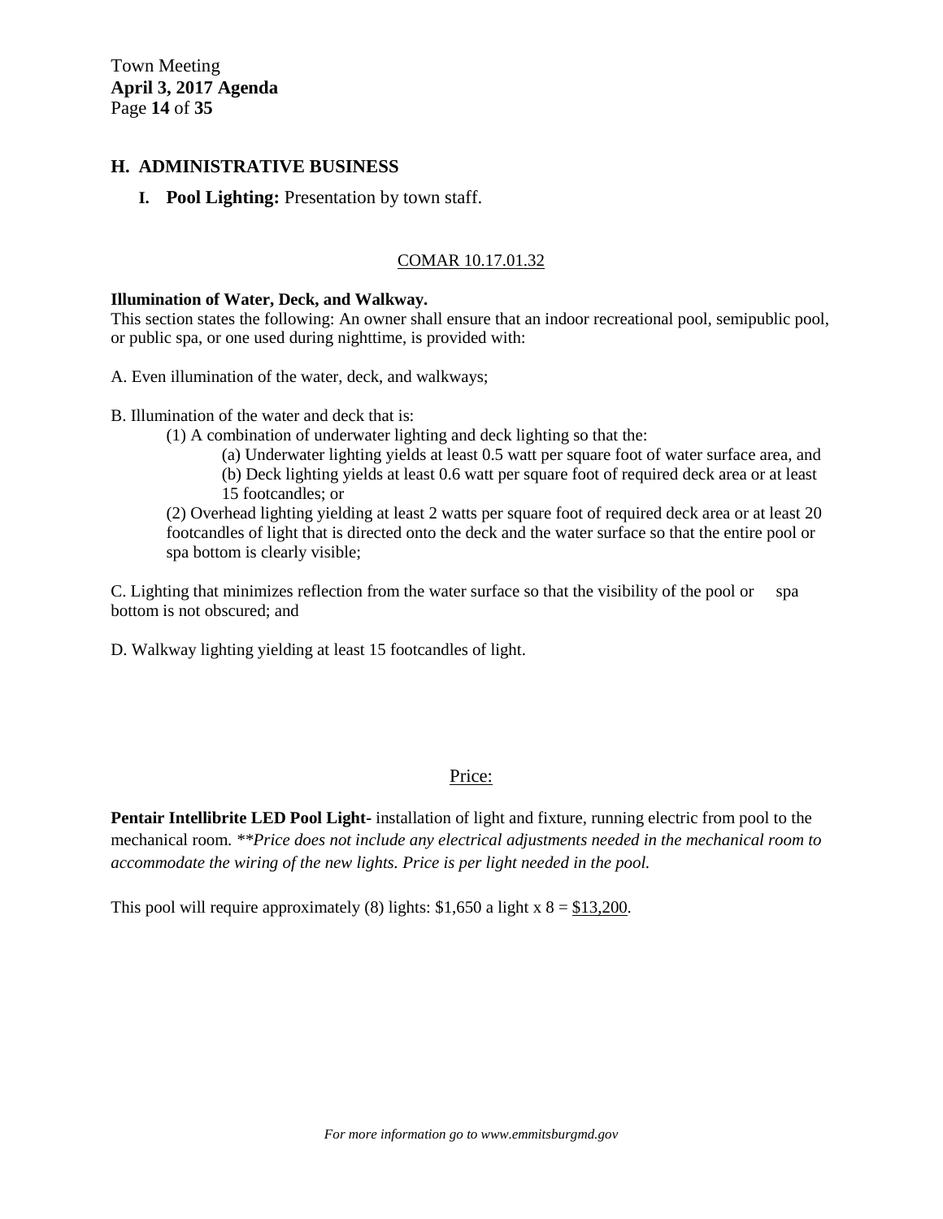## H. ADMINISTRATIVE BUSINESS

**I. Pool Lighting:** Presentation by town staff.

COMAR 10.17.01.32

**Illumination of Water, Deck, and Walkway.**
This section states the following: An owner shall ensure that an indoor recreational pool, semipublic pool, or public spa, or one used during nighttime, is provided with:

A. Even illumination of the water, deck, and walkways;

B. Illumination of the water and deck that is:

(1) A combination of underwater lighting and deck lighting so that the:

(a) Underwater lighting yields at least 0.5 watt per square foot of water surface area, and

(b) Deck lighting yields at least 0.6 watt per square foot of required deck area or at least 15 footcandles; or

(2) Overhead lighting yielding at least 2 watts per square foot of required deck area or at least 20 footcandles of light that is directed onto the deck and the water surface so that the entire pool or spa bottom is clearly visible;

C. Lighting that minimizes reflection from the water surface so that the visibility of the pool or spa bottom is not obscured; and

D. Walkway lighting yielding at least 15 footcandles of light.

Price:

**Pentair Intellibrite LED Pool Light-** installation of light and fixture, running electric from pool to the mechanical room. *\*\*Price does not include any electrical adjustments needed in the mechanical room to accommodate the wiring of the new lights. Price is per light needed in the pool.*

This pool will require approximately (8) lights: $1,650 a light x 8 = $13,200.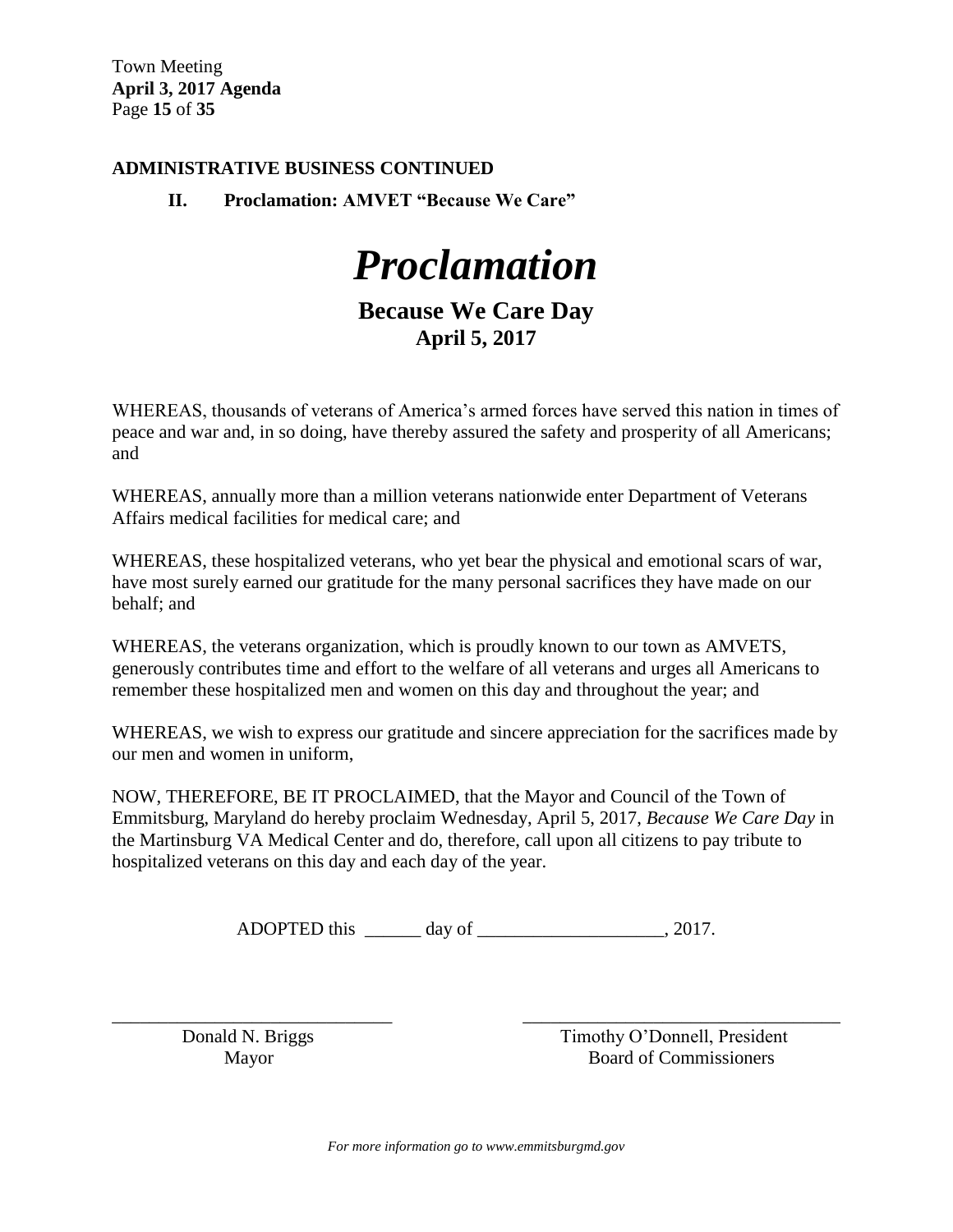**ADMINISTRATIVE BUSINESS CONTINUED**

**II. Proclamation: AMVET "Because We Care"**

# *Proclamation*

## Because We Care Day
### April 5, 2017

WHEREAS, thousands of veterans of America's armed forces have served this nation in times of peace and war and, in so doing, have thereby assured the safety and prosperity of all Americans; and

WHEREAS, annually more than a million veterans nationwide enter Department of Veterans Affairs medical facilities for medical care; and

WHEREAS, these hospitalized veterans, who yet bear the physical and emotional scars of war, have most surely earned our gratitude for the many personal sacrifices they have made on our behalf; and

WHEREAS, the veterans organization, which is proudly known to our town as AMVETS, generously contributes time and effort to the welfare of all veterans and urges all Americans to remember these hospitalized men and women on this day and throughout the year; and

WHEREAS, we wish to express our gratitude and sincere appreciation for the sacrifices made by our men and women in uniform,

NOW, THEREFORE, BE IT PROCLAIMED, that the Mayor and Council of the Town of Emmitsburg, Maryland do hereby proclaim Wednesday, April 5, 2017, *Because We Care Day* in the Martinsburg VA Medical Center and do, therefore, call upon all citizens to pay tribute to hospitalized veterans on this day and each day of the year.

ADOPTED this ______ day of ____________________, 2017.

_______________________________ 
Donald N. Briggs
Mayor

_______________________________ 
Timothy O'Donnell, President
Board of Commissioners

*For more information go to www.emmitsburgmd.gov*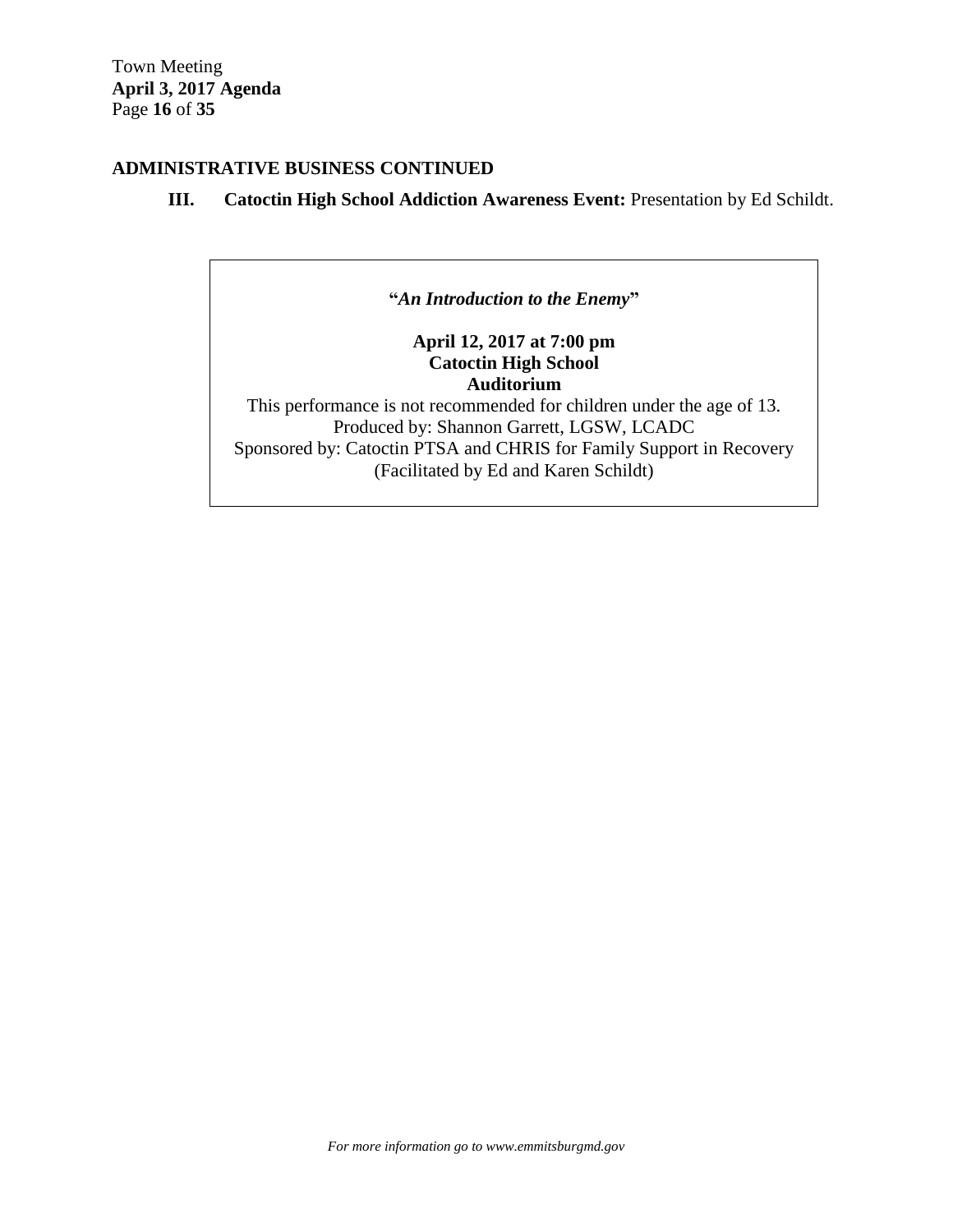## ADMINISTRATIVE BUSINESS CONTINUED

**III. Catoctin High School Addiction Awareness Event:** Presentation by Ed Schildt.

**"*An Introduction to the Enemy*"**

**April 12, 2017 at 7:00 pm**
**Catoctin High School**
**Auditorium**

This performance is not recommended for children under the age of 13.
Produced by: Shannon Garrett, LGSW, LCADC
Sponsored by: Catoctin PTSA and CHRIS for Family Support in Recovery
(Facilitated by Ed and Karen Schildt)

*For more information go to www.emmitsburgmd.gov*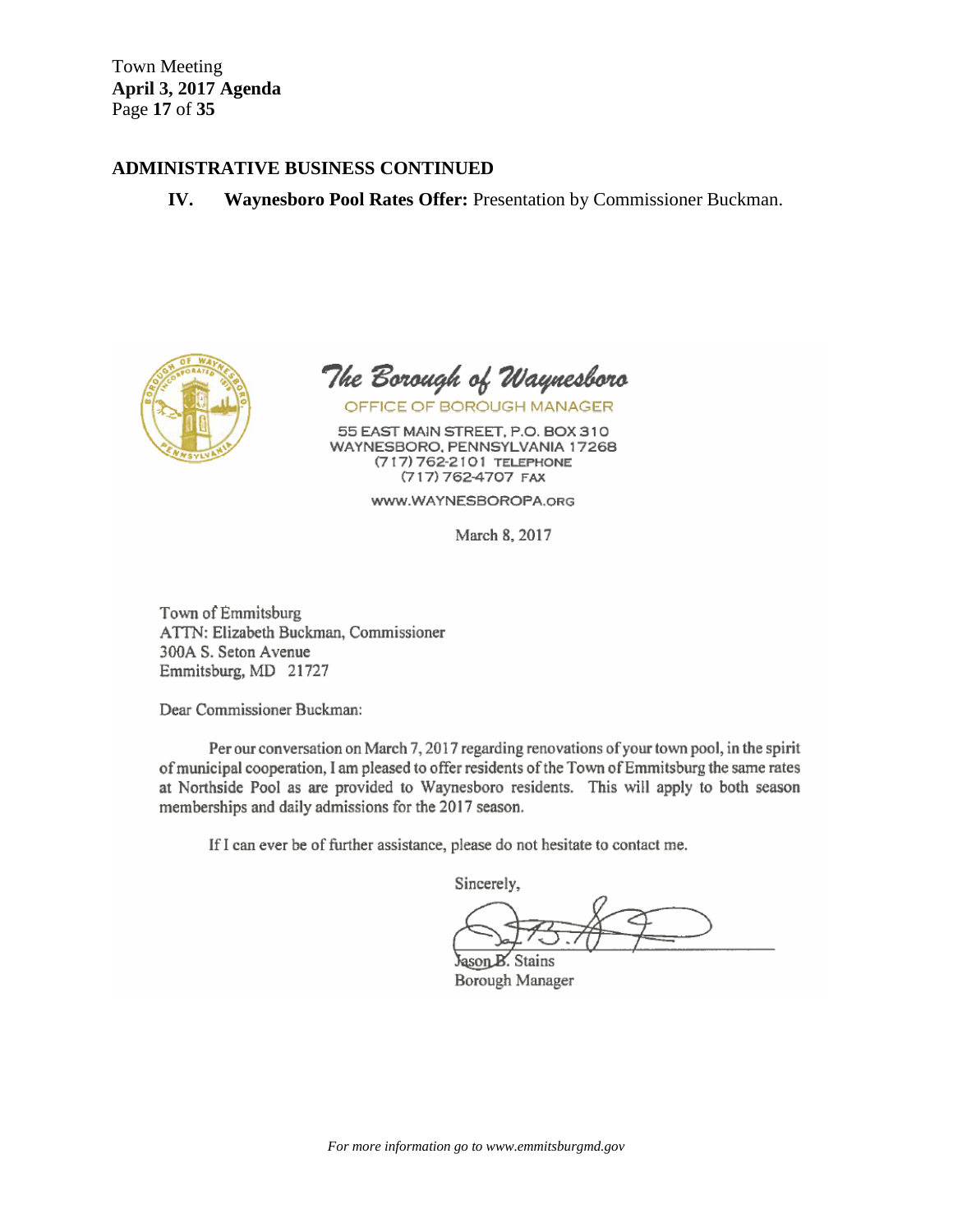## ADMINISTRATIVE BUSINESS CONTINUED

**IV. Waynesboro Pool Rates Offer:** Presentation by Commissioner Buckman.

*The Borough of Waynesboro*

OFFICE OF BOROUGH MANAGER

55 EAST MAIN STREET, P.O. BOX 310
WAYNESBORO, PENNSYLVANIA 17268
(717) 762-2101 TELEPHONE
(717) 762-4707 FAX

WWW.WAYNESBOROPA.ORG

March 8, 2017

Town of Emmitsburg
ATTN: Elizabeth Buckman, Commissioner
300A S. Seton Avenue
Emmitsburg, MD 21727

Dear Commissioner Buckman:

Per our conversation on March 7, 2017 regarding renovations of your town pool, in the spirit of municipal cooperation, I am pleased to offer residents of the Town of Emmitsburg the same rates at Northside Pool as are provided to Waynesboro residents. This will apply to both season memberships and daily admissions for the 2017 season.

If I can ever be of further assistance, please do not hesitate to contact me.

Sincerely,

Jason B. Stains
Borough Manager

*For more information go to www.emmitsburgmd.gov*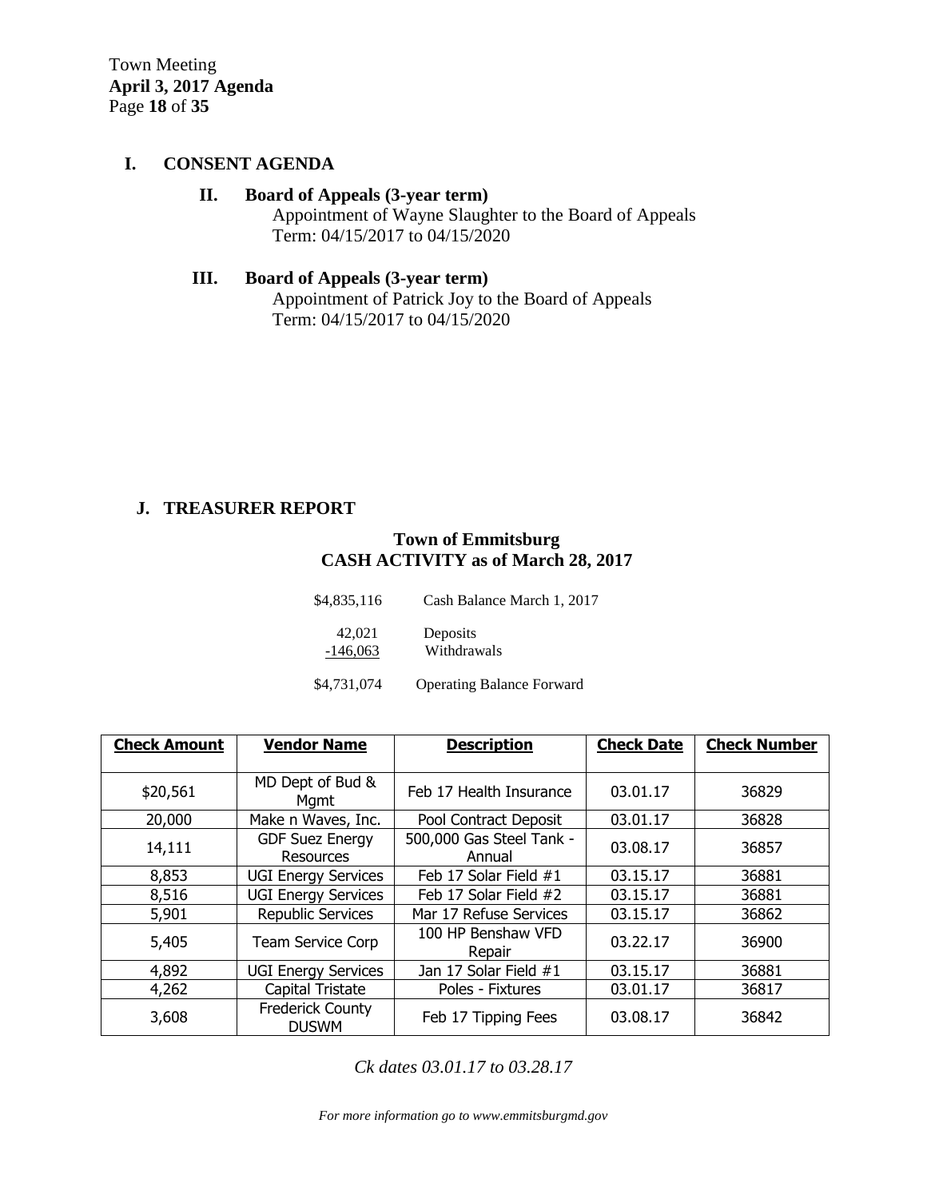## I. CONSENT AGENDA

### II. Board of Appeals (3-year term)

Appointment of Wayne Slaughter to the Board of Appeals
Term: 04/15/2017 to 04/15/2020

### III. Board of Appeals (3-year term)

Appointment of Patrick Joy to the Board of Appeals
Term: 04/15/2017 to 04/15/2020

## J. TREASURER REPORT

### Town of Emmitsburg
### CASH ACTIVITY as of March 28, 2017

| | |
|---|---|
| $4,835,116 | Cash Balance March 1, 2017 |
| 42,021 | Deposits |
| -146,063 | Withdrawals |
| $4,731,074 | Operating Balance Forward |

| Check Amount | Vendor Name | Description | Check Date | Check Number |
|---|---|---|---|---|
| $20,561 | MD Dept of Bud & Mgmt | Feb 17 Health Insurance | 03.01.17 | 36829 |
| 20,000 | Make n Waves, Inc. | Pool Contract Deposit | 03.01.17 | 36828 |
| 14,111 | GDF Suez Energy Resources | 500,000 Gas Steel Tank - Annual | 03.08.17 | 36857 |
| 8,853 | UGI Energy Services | Feb 17 Solar Field #1 | 03.15.17 | 36881 |
| 8,516 | UGI Energy Services | Feb 17 Solar Field #2 | 03.15.17 | 36881 |
| 5,901 | Republic Services | Mar 17 Refuse Services | 03.15.17 | 36862 |
| 5,405 | Team Service Corp | 100 HP Benshaw VFD Repair | 03.22.17 | 36900 |
| 4,892 | UGI Energy Services | Jan 17 Solar Field #1 | 03.15.17 | 36881 |
| 4,262 | Capital Tristate | Poles - Fixtures | 03.01.17 | 36817 |
| 3,608 | Frederick County DUSWM | Feb 17 Tipping Fees | 03.08.17 | 36842 |

*Ck dates 03.01.17 to 03.28.17*

*For more information go to www.emmitsburgmd.gov*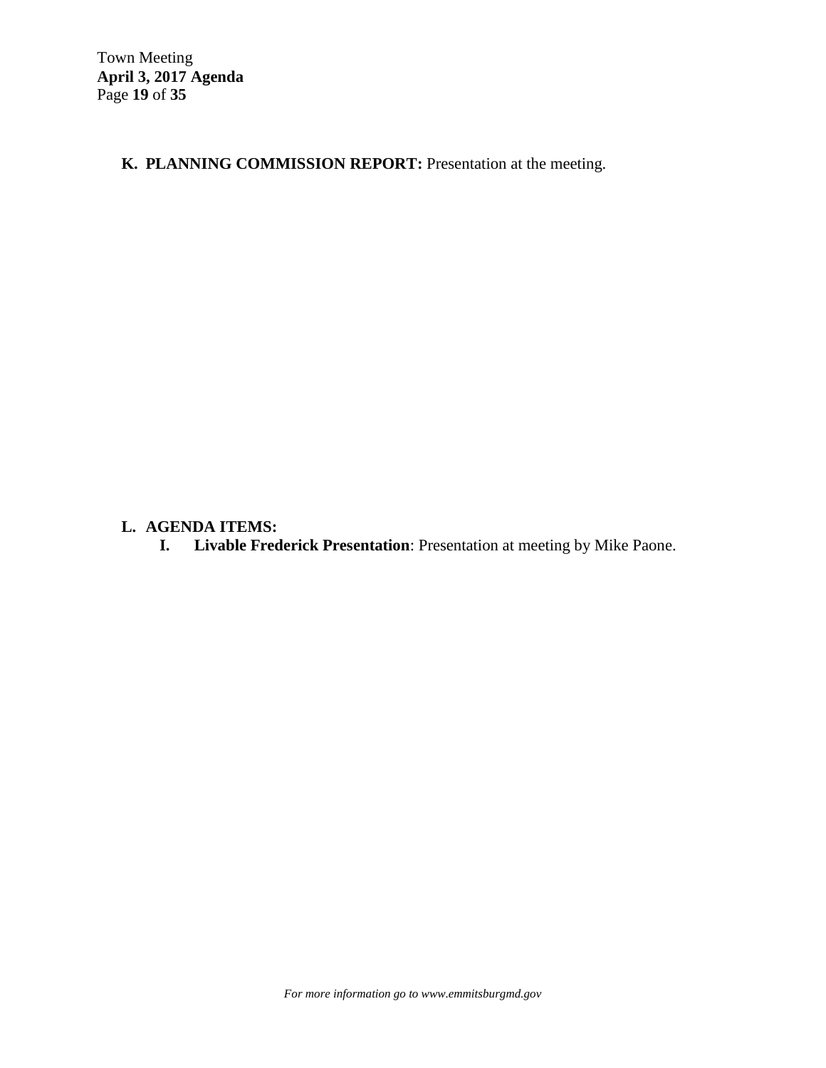**K. PLANNING COMMISSION REPORT:** Presentation at the meeting.

**L. AGENDA ITEMS:**

**I. Livable Frederick Presentation**: Presentation at meeting by Mike Paone.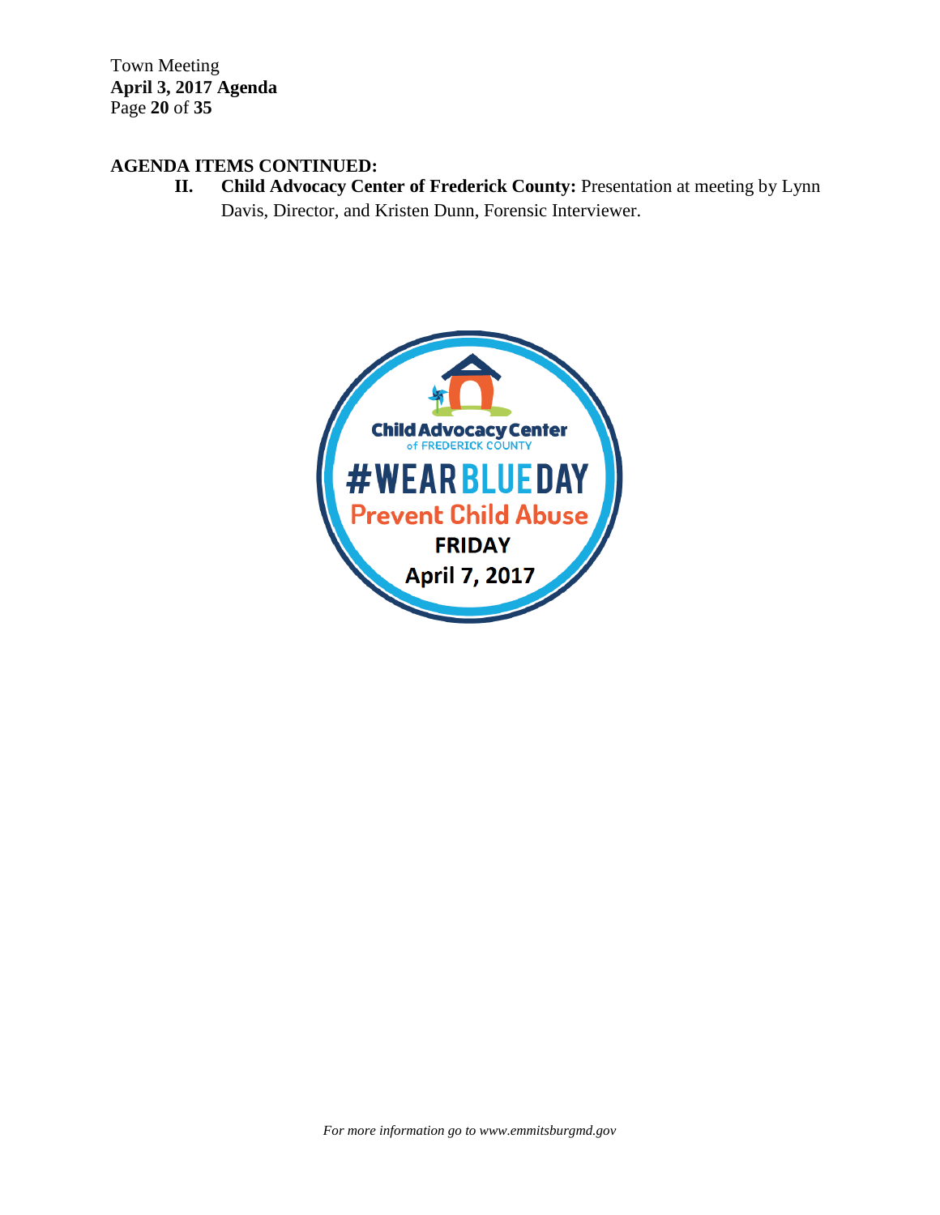**AGENDA ITEMS CONTINUED:**

**II. Child Advocacy Center of Frederick County:** Presentation at meeting by Lynn Davis, Director, and Kristen Dunn, Forensic Interviewer.

Child Advocacy Center
of FREDERICK COUNTY

#WEARBLUEDAY

Prevent Child Abuse

FRIDAY

April 7, 2017

*For more information go to www.emmitsburgmd.gov*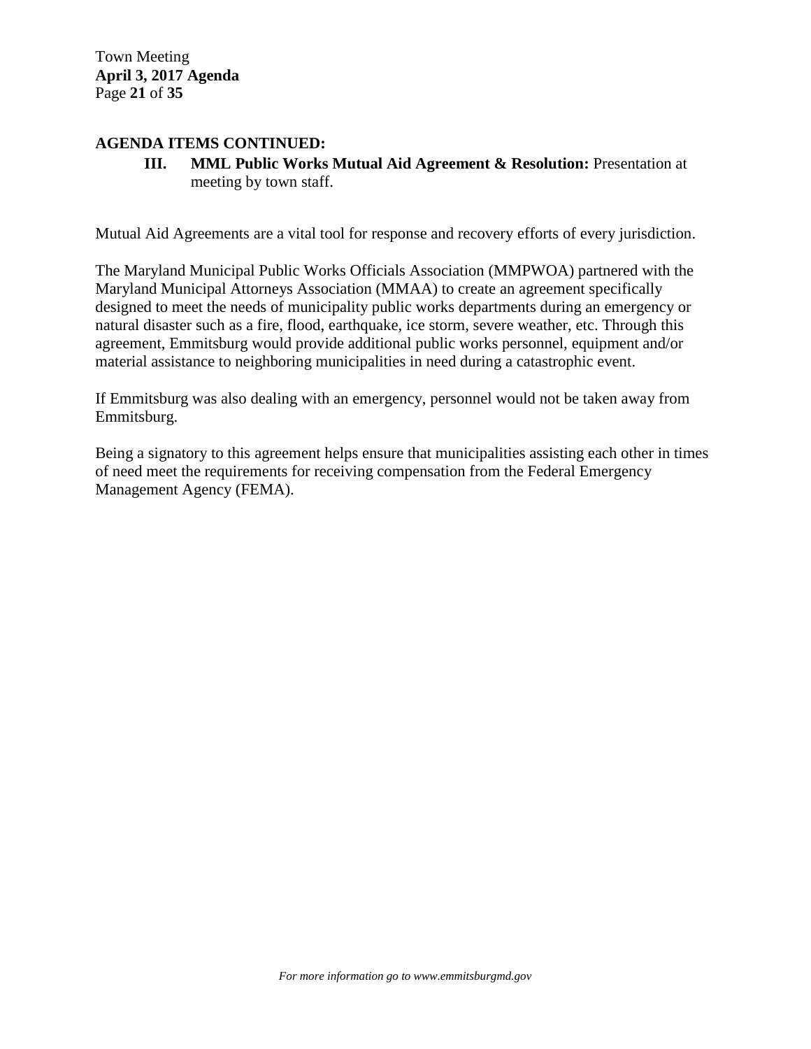**AGENDA ITEMS CONTINUED:**

**III. MML Public Works Mutual Aid Agreement & Resolution:** Presentation at meeting by town staff.

Mutual Aid Agreements are a vital tool for response and recovery efforts of every jurisdiction.

The Maryland Municipal Public Works Officials Association (MMPWOA) partnered with the Maryland Municipal Attorneys Association (MMAA) to create an agreement specifically designed to meet the needs of municipality public works departments during an emergency or natural disaster such as a fire, flood, earthquake, ice storm, severe weather, etc. Through this agreement, Emmitsburg would provide additional public works personnel, equipment and/or material assistance to neighboring municipalities in need during a catastrophic event.

If Emmitsburg was also dealing with an emergency, personnel would not be taken away from Emmitsburg.

Being a signatory to this agreement helps ensure that municipalities assisting each other in times of need meet the requirements for receiving compensation from the Federal Emergency Management Agency (FEMA).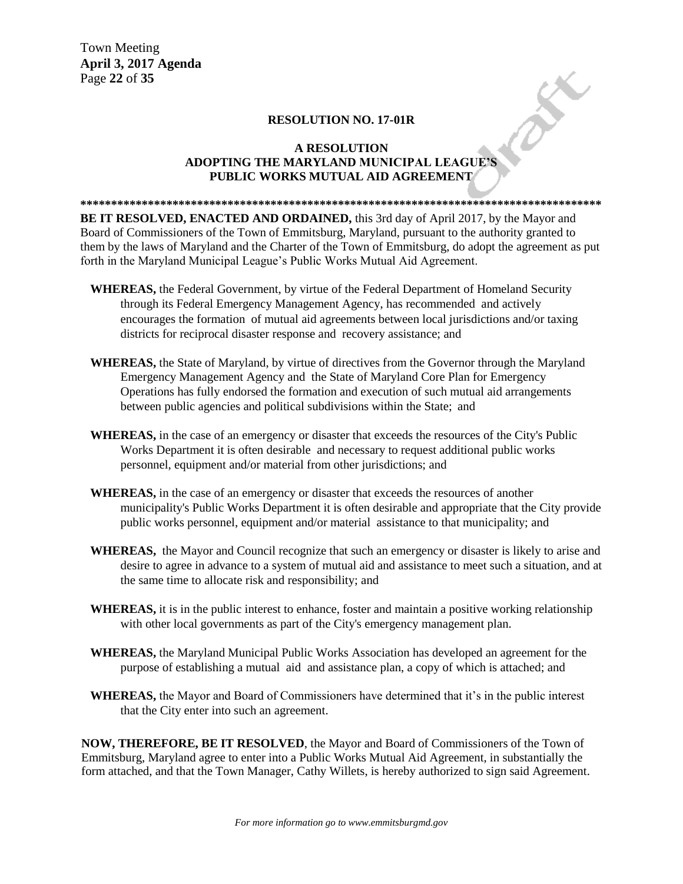**RESOLUTION NO. 17-01R**

**A RESOLUTION**
**ADOPTING THE MARYLAND MUNICIPAL LEAGUE'S PUBLIC WORKS MUTUAL AID AGREEMENT**

**************************************************************************************

**BE IT RESOLVED, ENACTED AND ORDAINED,** this 3rd day of April 2017, by the Mayor and Board of Commissioners of the Town of Emmitsburg, Maryland, pursuant to the authority granted to them by the laws of Maryland and the Charter of the Town of Emmitsburg, do adopt the agreement as put forth in the Maryland Municipal League's Public Works Mutual Aid Agreement.

**WHEREAS,** the Federal Government, by virtue of the Federal Department of Homeland Security through its Federal Emergency Management Agency, has recommended and actively encourages the formation of mutual aid agreements between local jurisdictions and/or taxing districts for reciprocal disaster response and recovery assistance; and

**WHEREAS,** the State of Maryland, by virtue of directives from the Governor through the Maryland Emergency Management Agency and the State of Maryland Core Plan for Emergency Operations has fully endorsed the formation and execution of such mutual aid arrangements between public agencies and political subdivisions within the State; and

**WHEREAS,** in the case of an emergency or disaster that exceeds the resources of the City's Public Works Department it is often desirable and necessary to request additional public works personnel, equipment and/or material from other jurisdictions; and

**WHEREAS,** in the case of an emergency or disaster that exceeds the resources of another municipality's Public Works Department it is often desirable and appropriate that the City provide public works personnel, equipment and/or material assistance to that municipality; and

**WHEREAS,** the Mayor and Council recognize that such an emergency or disaster is likely to arise and desire to agree in advance to a system of mutual aid and assistance to meet such a situation, and at the same time to allocate risk and responsibility; and

**WHEREAS,** it is in the public interest to enhance, foster and maintain a positive working relationship with other local governments as part of the City's emergency management plan.

**WHEREAS,** the Maryland Municipal Public Works Association has developed an agreement for the purpose of establishing a mutual aid and assistance plan, a copy of which is attached; and

**WHEREAS,** the Mayor and Board of Commissioners have determined that it's in the public interest that the City enter into such an agreement.

**NOW, THEREFORE, BE IT RESOLVED**, the Mayor and Board of Commissioners of the Town of Emmitsburg, Maryland agree to enter into a Public Works Mutual Aid Agreement, in substantially the form attached, and that the Town Manager, Cathy Willets, is hereby authorized to sign said Agreement.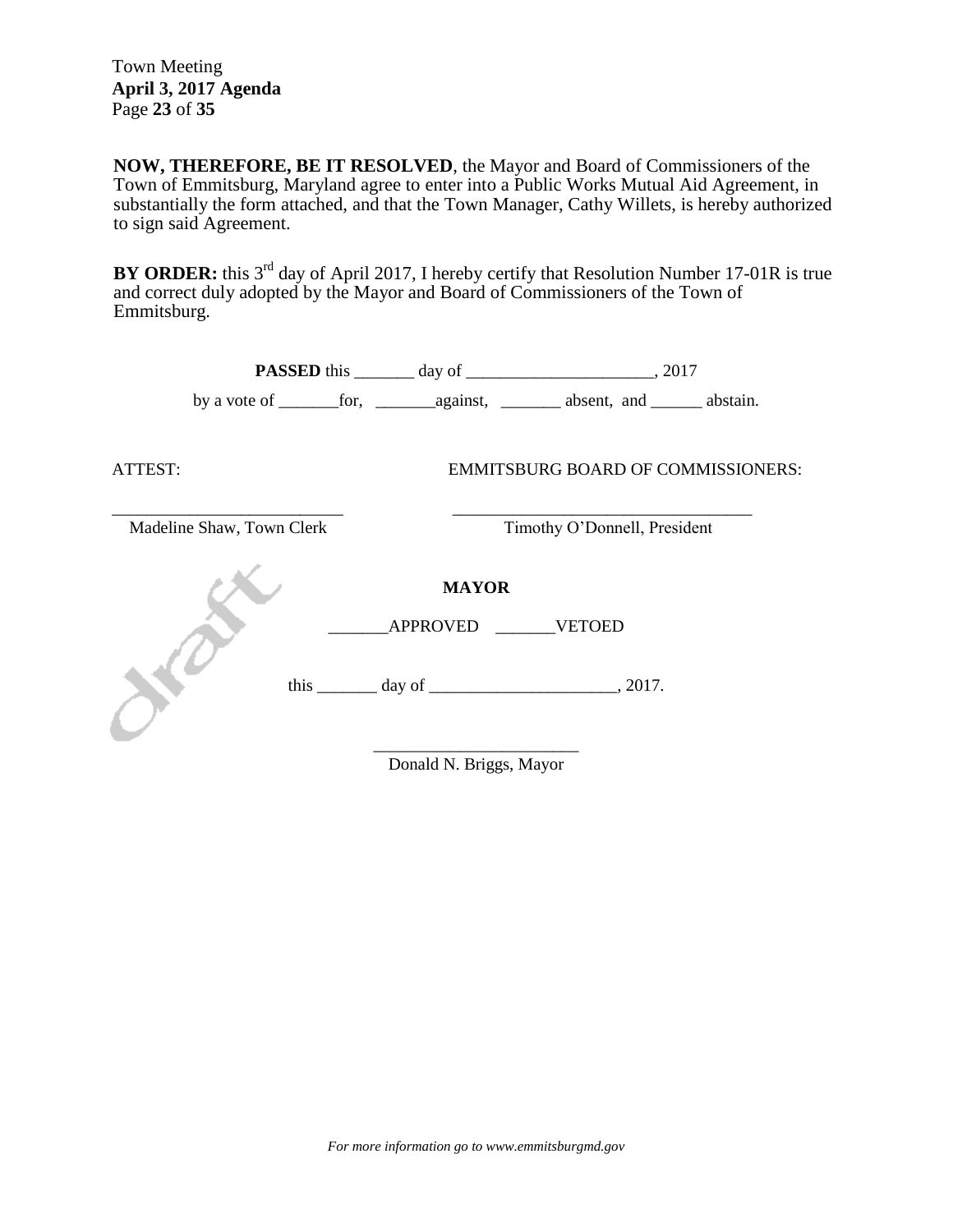**NOW, THEREFORE, BE IT RESOLVED**, the Mayor and Board of Commissioners of the Town of Emmitsburg, Maryland agree to enter into a Public Works Mutual Aid Agreement, in substantially the form attached, and that the Town Manager, Cathy Willets, is hereby authorized to sign said Agreement.

**BY ORDER:** this 3rd day of April 2017, I hereby certify that Resolution Number 17-01R is true and correct duly adopted by the Mayor and Board of Commissioners of the Town of Emmitsburg.

**PASSED** this _______ day of ______________________, 2017

by a vote of _______for, _______against, _______ absent, and ______ abstain.

ATTEST: EMMITSBURG BOARD OF COMMISSIONERS:

___________________________ ___________________________________

Madeline Shaw, Town Clerk Timothy O'Donnell, President

draft

**MAYOR**

_______APPROVED _______VETOED

this _______ day of ______________________, 2017.

________________________

Donald N. Briggs, Mayor

*For more information go to www.emmitsburgmd.gov*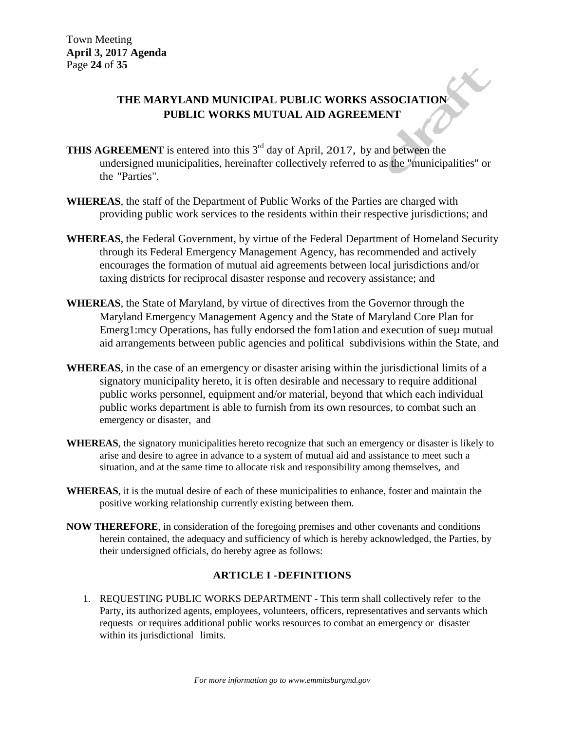# THE MARYLAND MUNICIPAL PUBLIC WORKS ASSOCIATION PUBLIC WORKS MUTUAL AID AGREEMENT

**THIS AGREEMENT** is entered into this 3rd day of April, 2017, by and between the undersigned municipalities, hereinafter collectively referred to as the "municipalities" or the "Parties".

**WHEREAS**, the staff of the Department of Public Works of the Parties are charged with providing public work services to the residents within their respective jurisdictions; and

**WHEREAS**, the Federal Government, by virtue of the Federal Department of Homeland Security through its Federal Emergency Management Agency, has recommended and actively encourages the formation of mutual aid agreements between local jurisdictions and/or taxing districts for reciprocal disaster response and recovery assistance; and

**WHEREAS**, the State of Maryland, by virtue of directives from the Governor through the Maryland Emergency Management Agency and the State of Maryland Core Plan for Emerg1:mcy Operations, has fully endorsed the fom1ation and execution of sueµ mutual aid arrangements between public agencies and political subdivisions within the State, and

**WHEREAS**, in the case of an emergency or disaster arising within the jurisdictional limits of a signatory municipality hereto, it is often desirable and necessary to require additional public works personnel, equipment and/or material, beyond that which each individual public works department is able to furnish from its own resources, to combat such an emergency or disaster, and

**WHEREAS**, the signatory municipalities hereto recognize that such an emergency or disaster is likely to arise and desire to agree in advance to a system of mutual aid and assistance to meet such a situation, and at the same time to allocate risk and responsibility among themselves, and

**WHEREAS**, it is the mutual desire of each of these municipalities to enhance, foster and maintain the positive working relationship currently existing between them.

**NOW THEREFORE**, in consideration of the foregoing premises and other covenants and conditions herein contained, the adequacy and sufficiency of which is hereby acknowledged, the Parties, by their undersigned officials, do hereby agree as follows:

## ARTICLE I -DEFINITIONS

1. REQUESTING PUBLIC WORKS DEPARTMENT - This term shall collectively refer to the Party, its authorized agents, employees, volunteers, officers, representatives and servants which requests or requires additional public works resources to combat an emergency or disaster within its jurisdictional limits.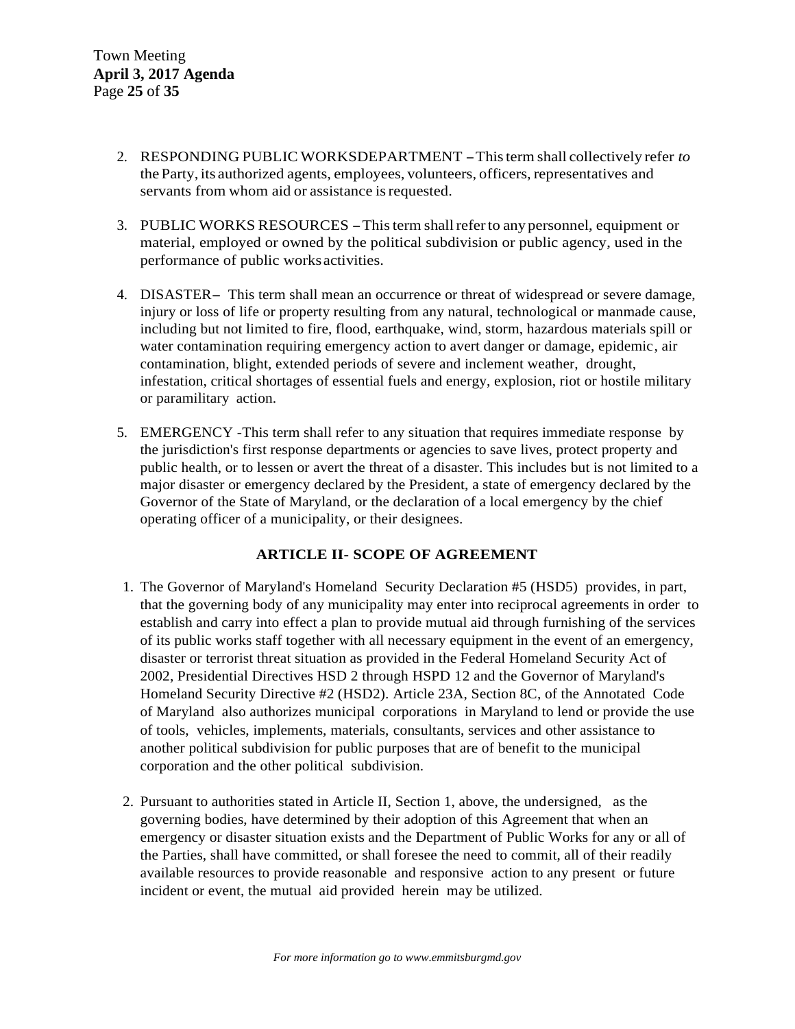2. RESPONDING PUBLIC WORKSDEPARTMENT – This term shall collectively refer *to* the Party, its authorized agents, employees, volunteers, officers, representatives and servants from whom aid or assistance is requested.

3. PUBLIC WORKS RESOURCES – This term shall refer to any personnel, equipment or material, employed or owned by the political subdivision or public agency, used in the performance of public works activities.

4. DISASTER– This term shall mean an occurrence or threat of widespread or severe damage, injury or loss of life or property resulting from any natural, technological or manmade cause, including but not limited to fire, flood, earthquake, wind, storm, hazardous materials spill or water contamination requiring emergency action to avert danger or damage, epidemic, air contamination, blight, extended periods of severe and inclement weather, drought, infestation, critical shortages of essential fuels and energy, explosion, riot or hostile military or paramilitary action.

5. EMERGENCY -This term shall refer to any situation that requires immediate response by the jurisdiction's first response departments or agencies to save lives, protect property and public health, or to lessen or avert the threat of a disaster. This includes but is not limited to a major disaster or emergency declared by the President, a state of emergency declared by the Governor of the State of Maryland, or the declaration of a local emergency by the chief operating officer of a municipality, or their designees.

## ARTICLE II- SCOPE OF AGREEMENT

1. The Governor of Maryland's Homeland Security Declaration #5 (HSD5) provides, in part, that the governing body of any municipality may enter into reciprocal agreements in order to establish and carry into effect a plan to provide mutual aid through furnishing of the services of its public works staff together with all necessary equipment in the event of an emergency, disaster or terrorist threat situation as provided in the Federal Homeland Security Act of 2002, Presidential Directives HSD 2 through HSPD 12 and the Governor of Maryland's Homeland Security Directive #2 (HSD2). Article 23A, Section 8C, of the Annotated Code of Maryland also authorizes municipal corporations in Maryland to lend or provide the use of tools, vehicles, implements, materials, consultants, services and other assistance to another political subdivision for public purposes that are of benefit to the municipal corporation and the other political subdivision.

2. Pursuant to authorities stated in Article II, Section 1, above, the undersigned, as the governing bodies, have determined by their adoption of this Agreement that when an emergency or disaster situation exists and the Department of Public Works for any or all of the Parties, shall have committed, or shall foresee the need to commit, all of their readily available resources to provide reasonable and responsive action to any present or future incident or event, the mutual aid provided herein may be utilized.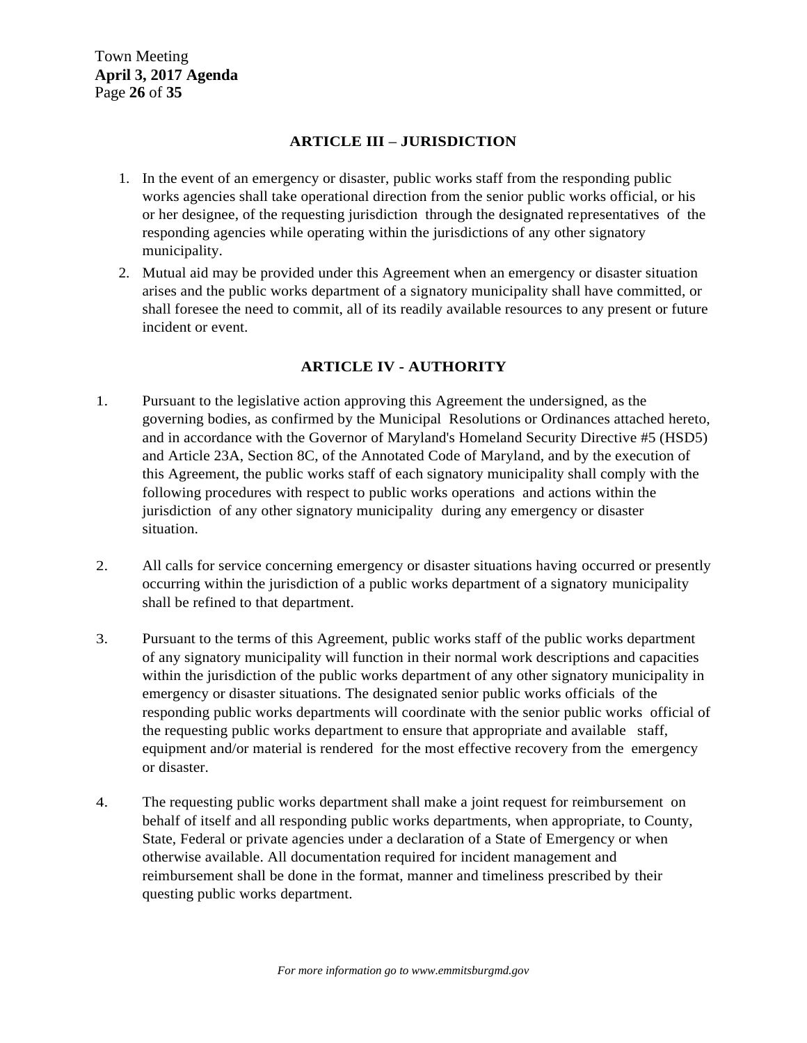## ARTICLE III – JURISDICTION

1. In the event of an emergency or disaster, public works staff from the responding public works agencies shall take operational direction from the senior public works official, or his or her designee, of the requesting jurisdiction through the designated representatives of the responding agencies while operating within the jurisdictions of any other signatory municipality.
2. Mutual aid may be provided under this Agreement when an emergency or disaster situation arises and the public works department of a signatory municipality shall have committed, or shall foresee the need to commit, all of its readily available resources to any present or future incident or event.

## ARTICLE IV - AUTHORITY

1. Pursuant to the legislative action approving this Agreement the undersigned, as the governing bodies, as confirmed by the Municipal Resolutions or Ordinances attached hereto, and in accordance with the Governor of Maryland's Homeland Security Directive #5 (HSD5) and Article 23A, Section 8C, of the Annotated Code of Maryland, and by the execution of this Agreement, the public works staff of each signatory municipality shall comply with the following procedures with respect to public works operations and actions within the jurisdiction of any other signatory municipality during any emergency or disaster situation.

2. All calls for service concerning emergency or disaster situations having occurred or presently occurring within the jurisdiction of a public works department of a signatory municipality shall be refined to that department.

3. Pursuant to the terms of this Agreement, public works staff of the public works department of any signatory municipality will function in their normal work descriptions and capacities within the jurisdiction of the public works department of any other signatory municipality in emergency or disaster situations. The designated senior public works officials of the responding public works departments will coordinate with the senior public works official of the requesting public works department to ensure that appropriate and available staff, equipment and/or material is rendered for the most effective recovery from the emergency or disaster.

4. The requesting public works department shall make a joint request for reimbursement on behalf of itself and all responding public works departments, when appropriate, to County, State, Federal or private agencies under a declaration of a State of Emergency or when otherwise available. All documentation required for incident management and reimbursement shall be done in the format, manner and timeliness prescribed by their questing public works department.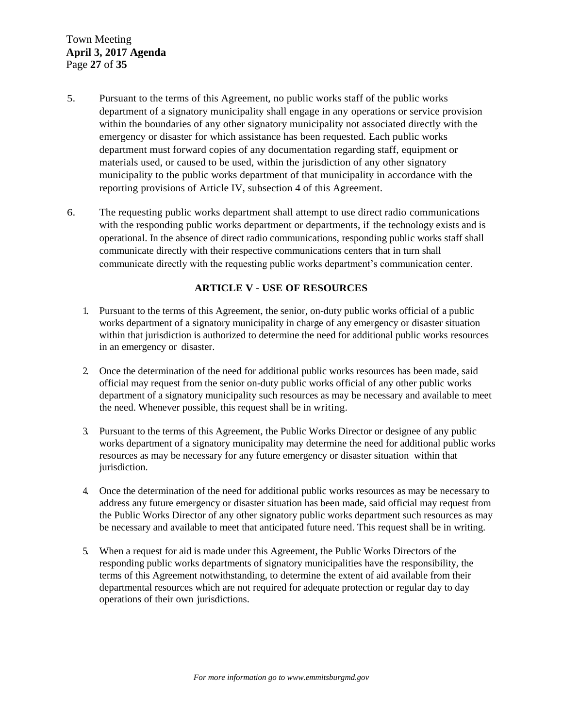5. Pursuant to the terms of this Agreement, no public works staff of the public works department of a signatory municipality shall engage in any operations or service provision within the boundaries of any other signatory municipality not associated directly with the emergency or disaster for which assistance has been requested. Each public works department must forward copies of any documentation regarding staff, equipment or materials used, or caused to be used, within the jurisdiction of any other signatory municipality to the public works department of that municipality in accordance with the reporting provisions of Article IV, subsection 4 of this Agreement.

6. The requesting public works department shall attempt to use direct radio communications with the responding public works department or departments, if the technology exists and is operational. In the absence of direct radio communications, responding public works staff shall communicate directly with their respective communications centers that in turn shall communicate directly with the requesting public works department's communication center.

## ARTICLE V - USE OF RESOURCES

1. Pursuant to the terms of this Agreement, the senior, on-duty public works official of a public works department of a signatory municipality in charge of any emergency or disaster situation within that jurisdiction is authorized to determine the need for additional public works resources in an emergency or disaster.

2. Once the determination of the need for additional public works resources has been made, said official may request from the senior on-duty public works official of any other public works department of a signatory municipality such resources as may be necessary and available to meet the need. Whenever possible, this request shall be in writing.

3. Pursuant to the terms of this Agreement, the Public Works Director or designee of any public works department of a signatory municipality may determine the need for additional public works resources as may be necessary for any future emergency or disaster situation within that jurisdiction.

4. Once the determination of the need for additional public works resources as may be necessary to address any future emergency or disaster situation has been made, said official may request from the Public Works Director of any other signatory public works department such resources as may be necessary and available to meet that anticipated future need. This request shall be in writing.

5. When a request for aid is made under this Agreement, the Public Works Directors of the responding public works departments of signatory municipalities have the responsibility, the terms of this Agreement notwithstanding, to determine the extent of aid available from their departmental resources which are not required for adequate protection or regular day to day operations of their own jurisdictions.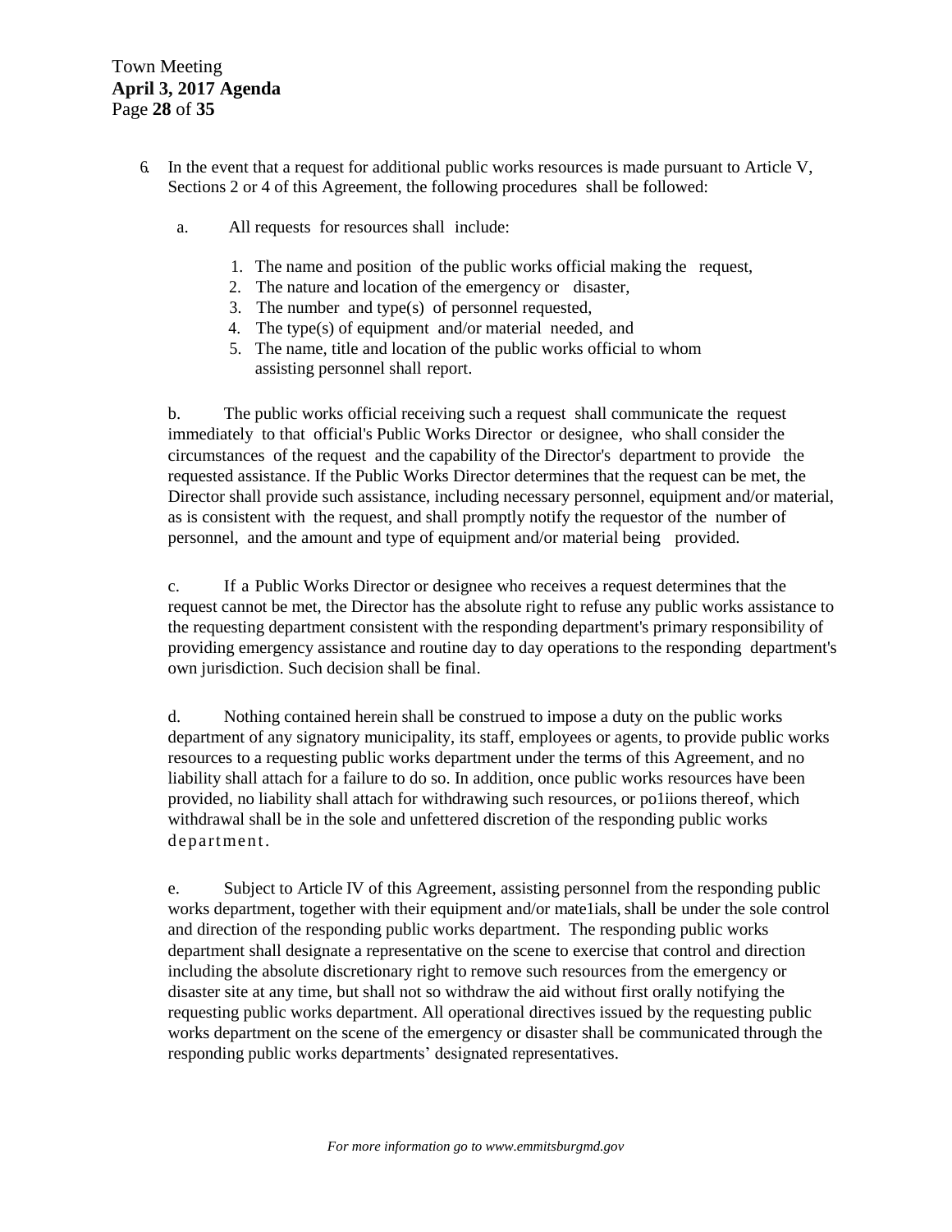6. In the event that a request for additional public works resources is made pursuant to Article V, Sections 2 or 4 of this Agreement, the following procedures shall be followed:

   a. All requests for resources shall include:

      1. The name and position of the public works official making the request,
      2. The nature and location of the emergency or disaster,
      3. The number and type(s) of personnel requested,
      4. The type(s) of equipment and/or material needed, and
      5. The name, title and location of the public works official to whom assisting personnel shall report.

   b. The public works official receiving such a request shall communicate the request immediately to that official's Public Works Director or designee, who shall consider the circumstances of the request and the capability of the Director's department to provide the requested assistance. If the Public Works Director determines that the request can be met, the Director shall provide such assistance, including necessary personnel, equipment and/or material, as is consistent with the request, and shall promptly notify the requestor of the number of personnel, and the amount and type of equipment and/or material being provided.

   c. If a Public Works Director or designee who receives a request determines that the request cannot be met, the Director has the absolute right to refuse any public works assistance to the requesting department consistent with the responding department's primary responsibility of providing emergency assistance and routine day to day operations to the responding department's own jurisdiction. Such decision shall be final.

   d. Nothing contained herein shall be construed to impose a duty on the public works department of any signatory municipality, its staff, employees or agents, to provide public works resources to a requesting public works department under the terms of this Agreement, and no liability shall attach for a failure to do so. In addition, once public works resources have been provided, no liability shall attach for withdrawing such resources, or po1iions thereof, which withdrawal shall be in the sole and unfettered discretion of the responding public works department.

   e. Subject to Article IV of this Agreement, assisting personnel from the responding public works department, together with their equipment and/or mate1ials, shall be under the sole control and direction of the responding public works department. The responding public works department shall designate a representative on the scene to exercise that control and direction including the absolute discretionary right to remove such resources from the emergency or disaster site at any time, but shall not so withdraw the aid without first orally notifying the requesting public works department. All operational directives issued by the requesting public works department on the scene of the emergency or disaster shall be communicated through the responding public works departments' designated representatives.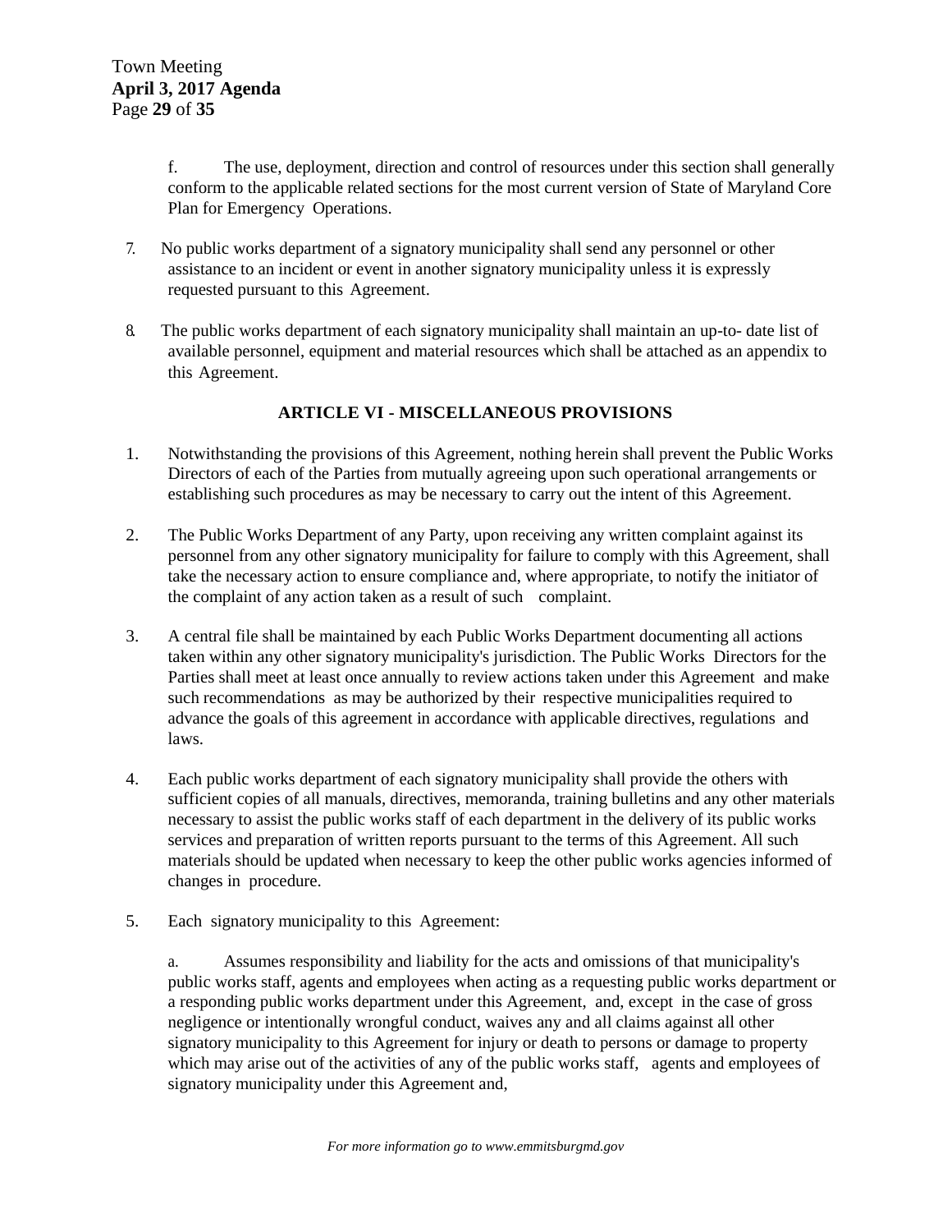f. The use, deployment, direction and control of resources under this section shall generally conform to the applicable related sections for the most current version of State of Maryland Core Plan for Emergency Operations.

7. No public works department of a signatory municipality shall send any personnel or other assistance to an incident or event in another signatory municipality unless it is expressly requested pursuant to this Agreement.

8. The public works department of each signatory municipality shall maintain an up-to- date list of available personnel, equipment and material resources which shall be attached as an appendix to this Agreement.

## ARTICLE VI - MISCELLANEOUS PROVISIONS

1. Notwithstanding the provisions of this Agreement, nothing herein shall prevent the Public Works Directors of each of the Parties from mutually agreeing upon such operational arrangements or establishing such procedures as may be necessary to carry out the intent of this Agreement.

2. The Public Works Department of any Party, upon receiving any written complaint against its personnel from any other signatory municipality for failure to comply with this Agreement, shall take the necessary action to ensure compliance and, where appropriate, to notify the initiator of the complaint of any action taken as a result of such complaint.

3. A central file shall be maintained by each Public Works Department documenting all actions taken within any other signatory municipality's jurisdiction. The Public Works Directors for the Parties shall meet at least once annually to review actions taken under this Agreement and make such recommendations as may be authorized by their respective municipalities required to advance the goals of this agreement in accordance with applicable directives, regulations and laws.

4. Each public works department of each signatory municipality shall provide the others with sufficient copies of all manuals, directives, memoranda, training bulletins and any other materials necessary to assist the public works staff of each department in the delivery of its public works services and preparation of written reports pursuant to the terms of this Agreement. All such materials should be updated when necessary to keep the other public works agencies informed of changes in procedure.

5. Each signatory municipality to this Agreement:

   a. Assumes responsibility and liability for the acts and omissions of that municipality's public works staff, agents and employees when acting as a requesting public works department or a responding public works department under this Agreement, and, except in the case of gross negligence or intentionally wrongful conduct, waives any and all claims against all other signatory municipality to this Agreement for injury or death to persons or damage to property which may arise out of the activities of any of the public works staff, agents and employees of signatory municipality under this Agreement and,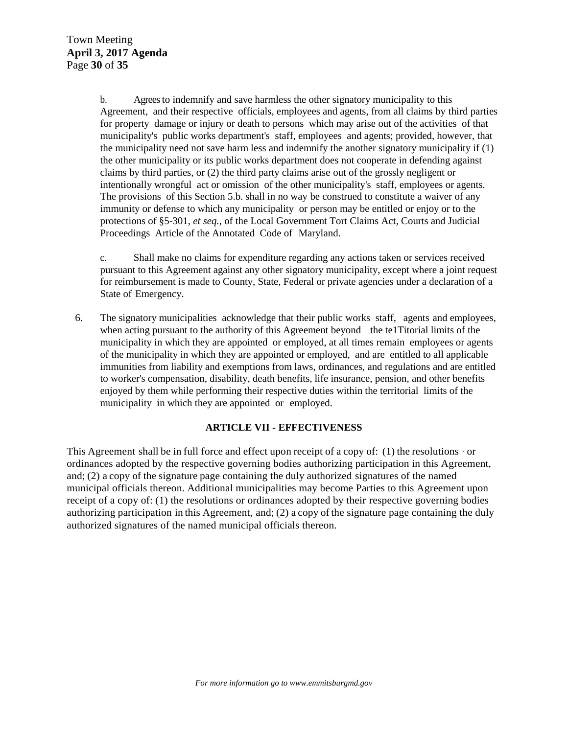b. Agrees to indemnify and save harmless the other signatory municipality to this Agreement, and their respective officials, employees and agents, from all claims by third parties for property damage or injury or death to persons which may arise out of the activities of that municipality's public works department's staff, employees and agents; provided, however, that the municipality need not save harm less and indemnify the another signatory municipality if (1) the other municipality or its public works department does not cooperate in defending against claims by third parties, or (2) the third party claims arise out of the grossly negligent or intentionally wrongful act or omission of the other municipality's staff, employees or agents. The provisions of this Section 5.b. shall in no way be construed to constitute a waiver of any immunity or defense to which any municipality or person may be entitled or enjoy or to the protections of §5-301, *et seq.*, of the Local Government Tort Claims Act, Courts and Judicial Proceedings Article of the Annotated Code of Maryland.

c. Shall make no claims for expenditure regarding any actions taken or services received pursuant to this Agreement against any other signatory municipality, except where a joint request for reimbursement is made to County, State, Federal or private agencies under a declaration of a State of Emergency.

6. The signatory municipalities acknowledge that their public works staff, agents and employees, when acting pursuant to the authority of this Agreement beyond the te1Titorial limits of the municipality in which they are appointed or employed, at all times remain employees or agents of the municipality in which they are appointed or employed, and are entitled to all applicable immunities from liability and exemptions from laws, ordinances, and regulations and are entitled to worker's compensation, disability, death benefits, life insurance, pension, and other benefits enjoyed by them while performing their respective duties within the territorial limits of the municipality in which they are appointed or employed.

## ARTICLE VII - EFFECTIVENESS

This Agreement shall be in full force and effect upon receipt of a copy of: (1) the resolutions · or ordinances adopted by the respective governing bodies authorizing participation in this Agreement, and; (2) a copy of the signature page containing the duly authorized signatures of the named municipal officials thereon. Additional municipalities may become Parties to this Agreement upon receipt of a copy of: (1) the resolutions or ordinances adopted by their respective governing bodies authorizing participation in this Agreement, and; (2) a copy of the signature page containing the duly authorized signatures of the named municipal officials thereon.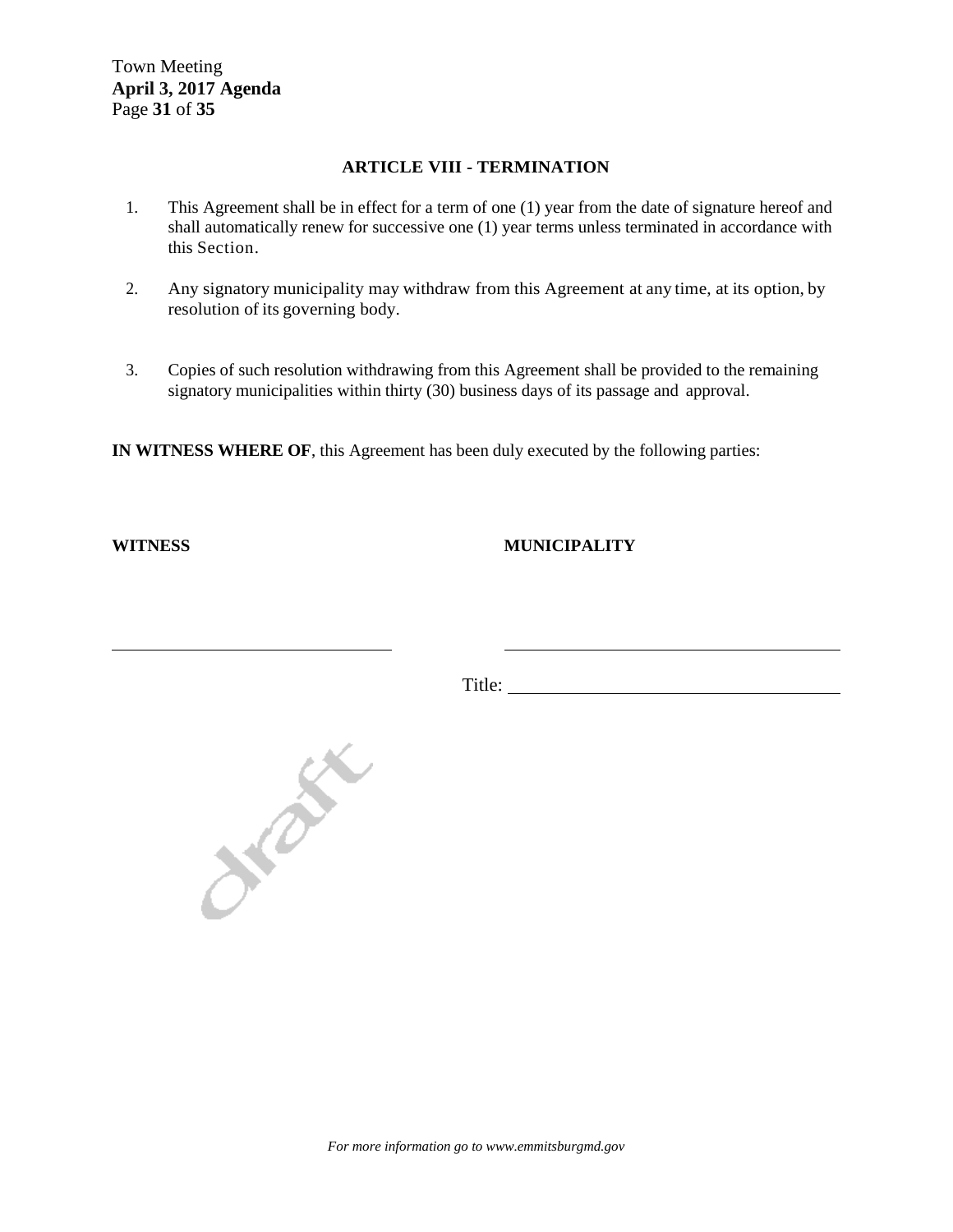## ARTICLE VIII - TERMINATION

1. This Agreement shall be in effect for a term of one (1) year from the date of signature hereof and shall automatically renew for successive one (1) year terms unless terminated in accordance with this Section.

2. Any signatory municipality may withdraw from this Agreement at any time, at its option, by resolution of its governing body.

3. Copies of such resolution withdrawing from this Agreement shall be provided to the remaining signatory municipalities within thirty (30) business days of its passage and approval.

**IN WITNESS WHERE OF**, this Agreement has been duly executed by the following parties:

**WITNESS** **MUNICIPALITY**

\_\_\_\_\_\_\_\_\_\_\_\_\_\_\_\_\_\_\_\_\_\_\_\_\_\_\_\_\_\_ \_\_\_\_\_\_\_\_\_\_\_\_\_\_\_\_\_\_\_\_\_\_\_\_\_\_\_\_\_\_\_\_\_\_\_\_\_\_

Title: \_\_\_\_\_\_\_\_\_\_\_\_\_\_\_\_\_\_\_\_\_\_\_\_\_\_\_\_\_\_\_\_\_\_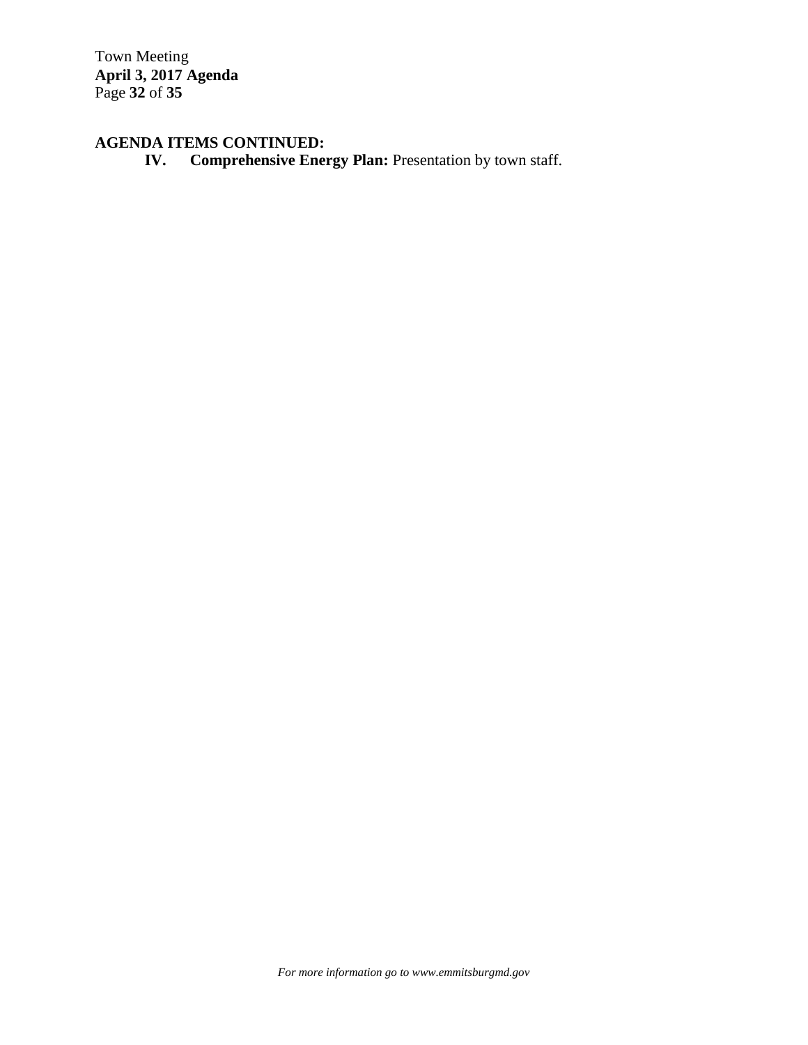**AGENDA ITEMS CONTINUED:**

**IV. Comprehensive Energy Plan:** Presentation by town staff.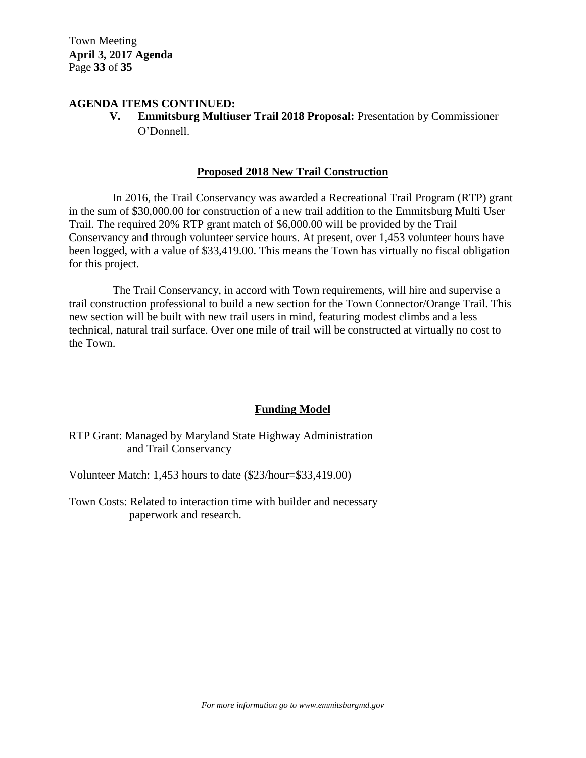**AGENDA ITEMS CONTINUED:**

**V. Emmitsburg Multiuser Trail 2018 Proposal:** Presentation by Commissioner O'Donnell.

## Proposed 2018 New Trail Construction

In 2016, the Trail Conservancy was awarded a Recreational Trail Program (RTP) grant in the sum of $30,000.00 for construction of a new trail addition to the Emmitsburg Multi User Trail. The required 20% RTP grant match of $6,000.00 will be provided by the Trail Conservancy and through volunteer service hours. At present, over 1,453 volunteer hours have been logged, with a value of $33,419.00. This means the Town has virtually no fiscal obligation for this project.

The Trail Conservancy, in accord with Town requirements, will hire and supervise a trail construction professional to build a new section for the Town Connector/Orange Trail. This new section will be built with new trail users in mind, featuring modest climbs and a less technical, natural trail surface. Over one mile of trail will be constructed at virtually no cost to the Town.

## Funding Model

RTP Grant: Managed by Maryland State Highway Administration and Trail Conservancy

Volunteer Match: 1,453 hours to date ($23/hour=$33,419.00)

Town Costs: Related to interaction time with builder and necessary paperwork and research.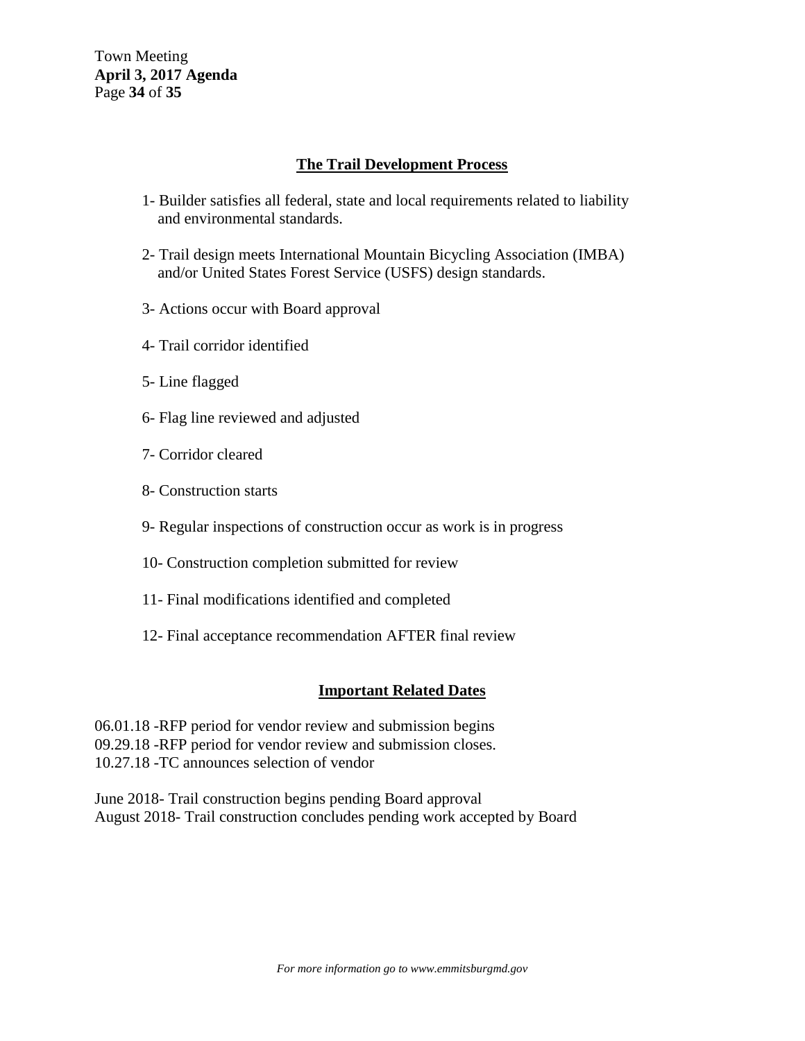## The Trail Development Process

1- Builder satisfies all federal, state and local requirements related to liability and environmental standards.

2- Trail design meets International Mountain Bicycling Association (IMBA) and/or United States Forest Service (USFS) design standards.

3- Actions occur with Board approval

4- Trail corridor identified

5- Line flagged

6- Flag line reviewed and adjusted

7- Corridor cleared

8- Construction starts

9- Regular inspections of construction occur as work is in progress

10- Construction completion submitted for review

11- Final modifications identified and completed

12- Final acceptance recommendation AFTER final review

## Important Related Dates

06.01.18 -RFP period for vendor review and submission begins
09.29.18 -RFP period for vendor review and submission closes.
10.27.18 -TC announces selection of vendor

June 2018- Trail construction begins pending Board approval
August 2018- Trail construction concludes pending work accepted by Board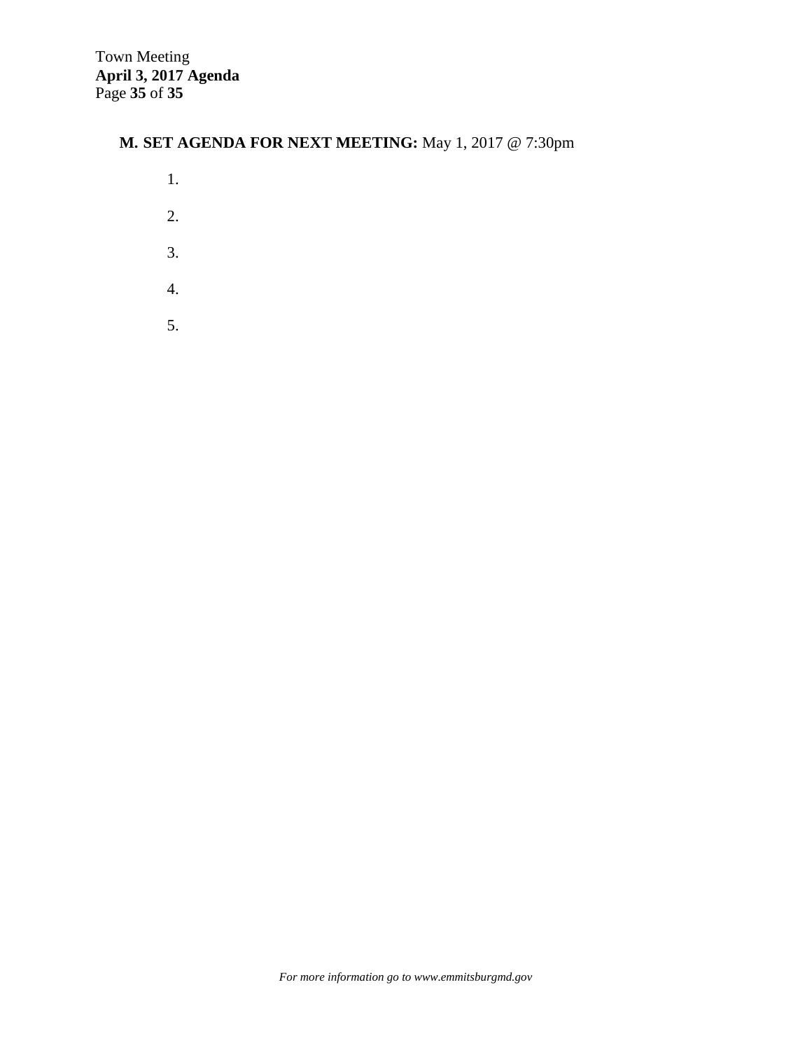## M. SET AGENDA FOR NEXT MEETING: May 1, 2017 @ 7:30pm

1.
2.
3.
4.
5.

*For more information go to www.emmitsburgmd.gov*